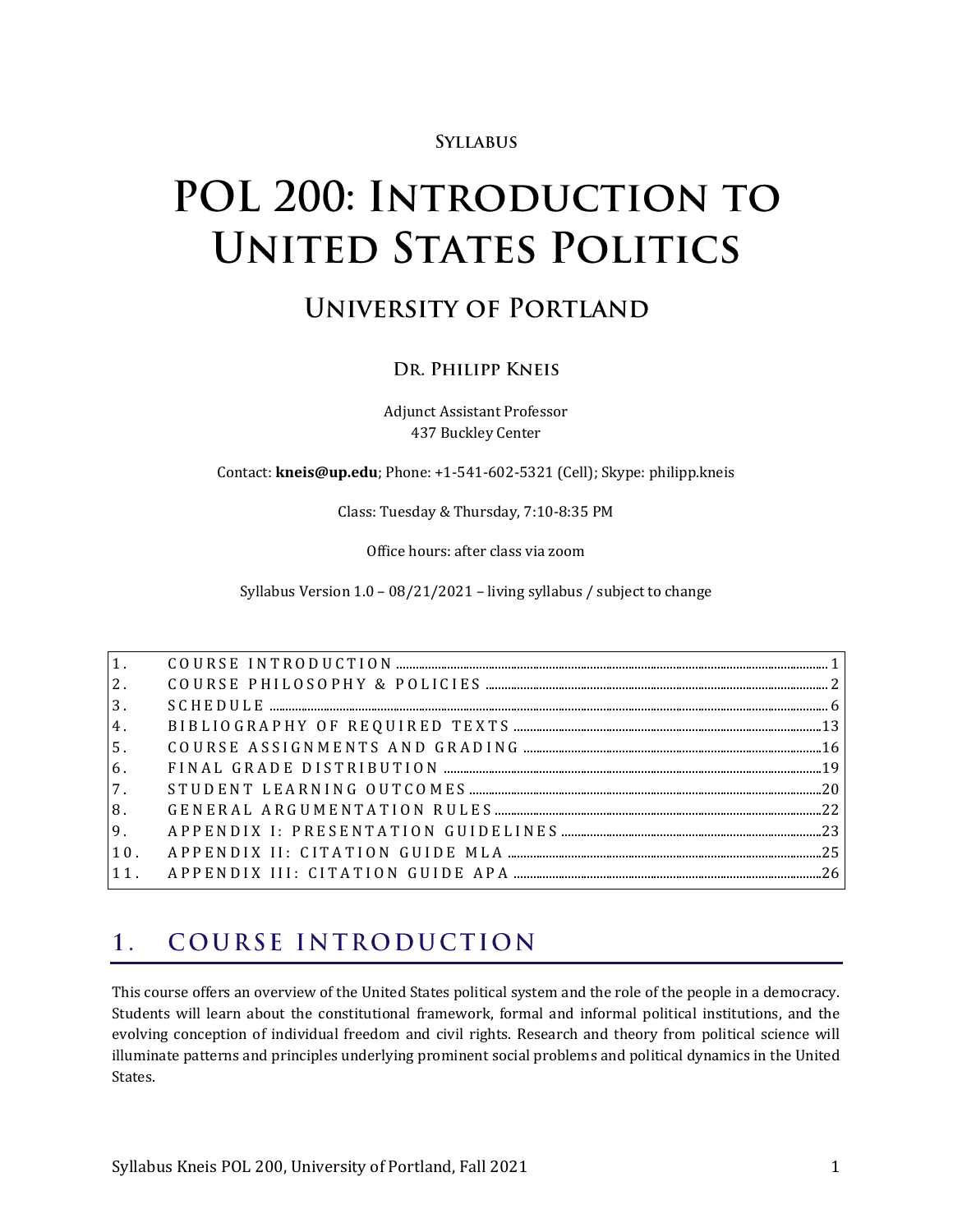**Syllabus**

# POL 200: Introduction to United States Politics

## University of Portland

### Dr. Philipp Kneis

Adjunct Assistant Professor
437 Buckley Center

Contact: **kneis@up.edu**; Phone: +1-541-602-5321 (Cell); Skype: philipp.kneis

Class: Tuesday & Thursday, 7:10-8:35 PM

Office hours: after class via zoom

Syllabus Version 1.0 – 08/21/2021 – living syllabus / subject to change

| | | |
|---|---|---|
| 1. | COURSE INTRODUCTION | 1 |
| 2. | COURSE PHILOSOPHY & POLICIES | 2 |
| 3. | SCHEDULE | 6 |
| 4. | BIBLIOGRAPHY OF REQUIRED TEXTS | 13 |
| 5. | COURSE ASSIGNMENTS AND GRADING | 16 |
| 6. | FINAL GRADE DISTRIBUTION | 19 |
| 7. | STUDENT LEARNING OUTCOMES | 20 |
| 8. | GENERAL ARGUMENTATION RULES | 22 |
| 9. | APPENDIX I: PRESENTATION GUIDELINES | 23 |
| 10. | APPENDIX II: CITATION GUIDE MLA | 25 |
| 11. | APPENDIX III: CITATION GUIDE APA | 26 |

## 1. COURSE INTRODUCTION

This course offers an overview of the United States political system and the role of the people in a democracy. Students will learn about the constitutional framework, formal and informal political institutions, and the evolving conception of individual freedom and civil rights. Research and theory from political science will illuminate patterns and principles underlying prominent social problems and political dynamics in the United States.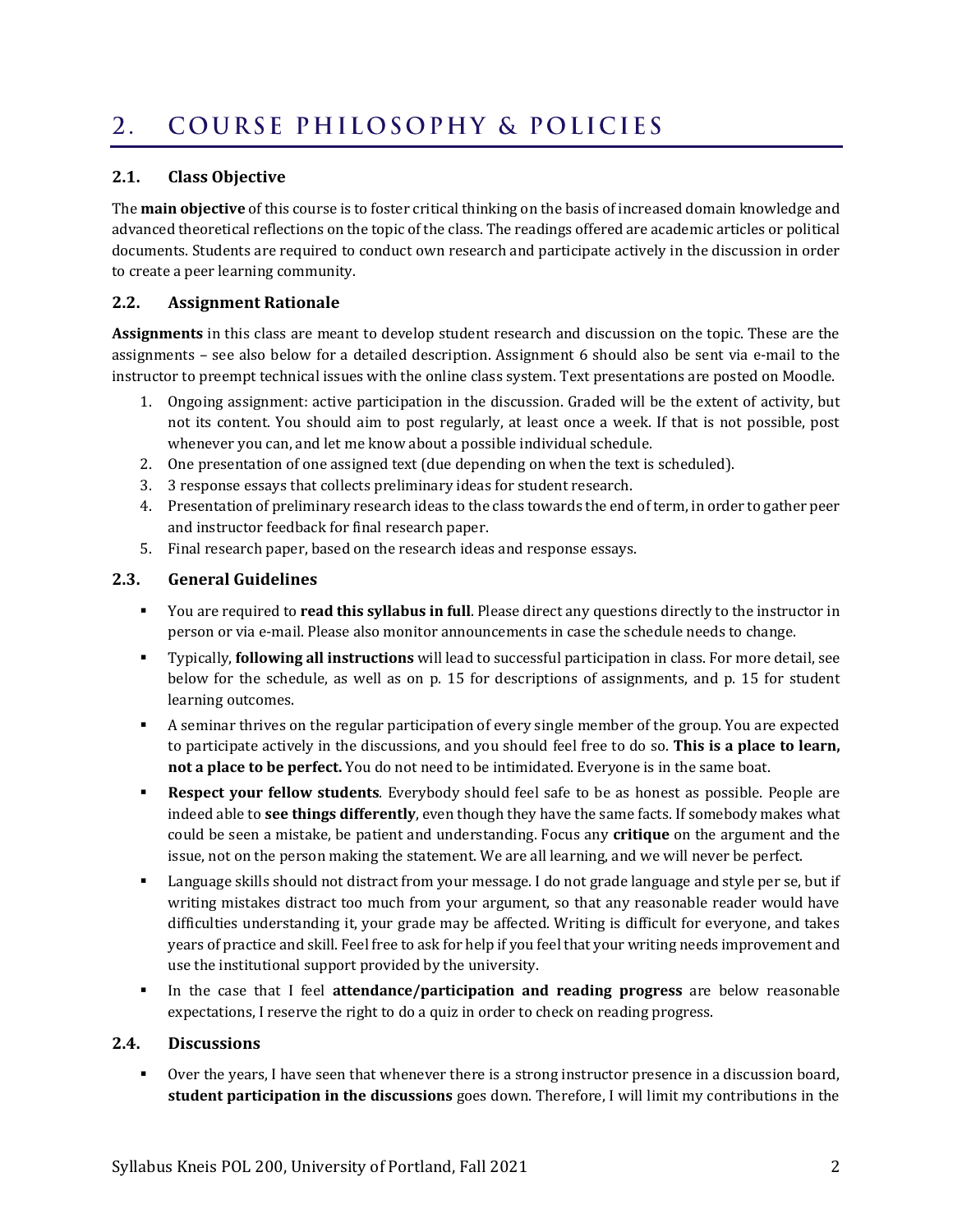# 2. COURSE PHILOSOPHY & POLICIES

## 2.1. Class Objective

The **main objective** of this course is to foster critical thinking on the basis of increased domain knowledge and advanced theoretical reflections on the topic of the class. The readings offered are academic articles or political documents. Students are required to conduct own research and participate actively in the discussion in order to create a peer learning community.

## 2.2. Assignment Rationale

**Assignments** in this class are meant to develop student research and discussion on the topic. These are the assignments – see also below for a detailed description. Assignment 6 should also be sent via e-mail to the instructor to preempt technical issues with the online class system. Text presentations are posted on Moodle.

1. Ongoing assignment: active participation in the discussion. Graded will be the extent of activity, but not its content. You should aim to post regularly, at least once a week. If that is not possible, post whenever you can, and let me know about a possible individual schedule.
2. One presentation of one assigned text (due depending on when the text is scheduled).
3. 3 response essays that collects preliminary ideas for student research.
4. Presentation of preliminary research ideas to the class towards the end of term, in order to gather peer and instructor feedback for final research paper.
5. Final research paper, based on the research ideas and response essays.

## 2.3. General Guidelines

- You are required to **read this syllabus in full**. Please direct any questions directly to the instructor in person or via e-mail. Please also monitor announcements in case the schedule needs to change.
- Typically, **following all instructions** will lead to successful participation in class. For more detail, see below for the schedule, as well as on p. 15 for descriptions of assignments, and p. 15 for student learning outcomes.
- A seminar thrives on the regular participation of every single member of the group. You are expected to participate actively in the discussions, and you should feel free to do so. **This is a place to learn, not a place to be perfect.** You do not need to be intimidated. Everyone is in the same boat.
- **Respect your fellow students**. Everybody should feel safe to be as honest as possible. People are indeed able to **see things differently**, even though they have the same facts. If somebody makes what could be seen a mistake, be patient and understanding. Focus any **critique** on the argument and the issue, not on the person making the statement. We are all learning, and we will never be perfect.
- Language skills should not distract from your message. I do not grade language and style per se, but if writing mistakes distract too much from your argument, so that any reasonable reader would have difficulties understanding it, your grade may be affected. Writing is difficult for everyone, and takes years of practice and skill. Feel free to ask for help if you feel that your writing needs improvement and use the institutional support provided by the university.
- In the case that I feel **attendance/participation and reading progress** are below reasonable expectations, I reserve the right to do a quiz in order to check on reading progress.

## 2.4. Discussions

- Over the years, I have seen that whenever there is a strong instructor presence in a discussion board, **student participation in the discussions** goes down. Therefore, I will limit my contributions in the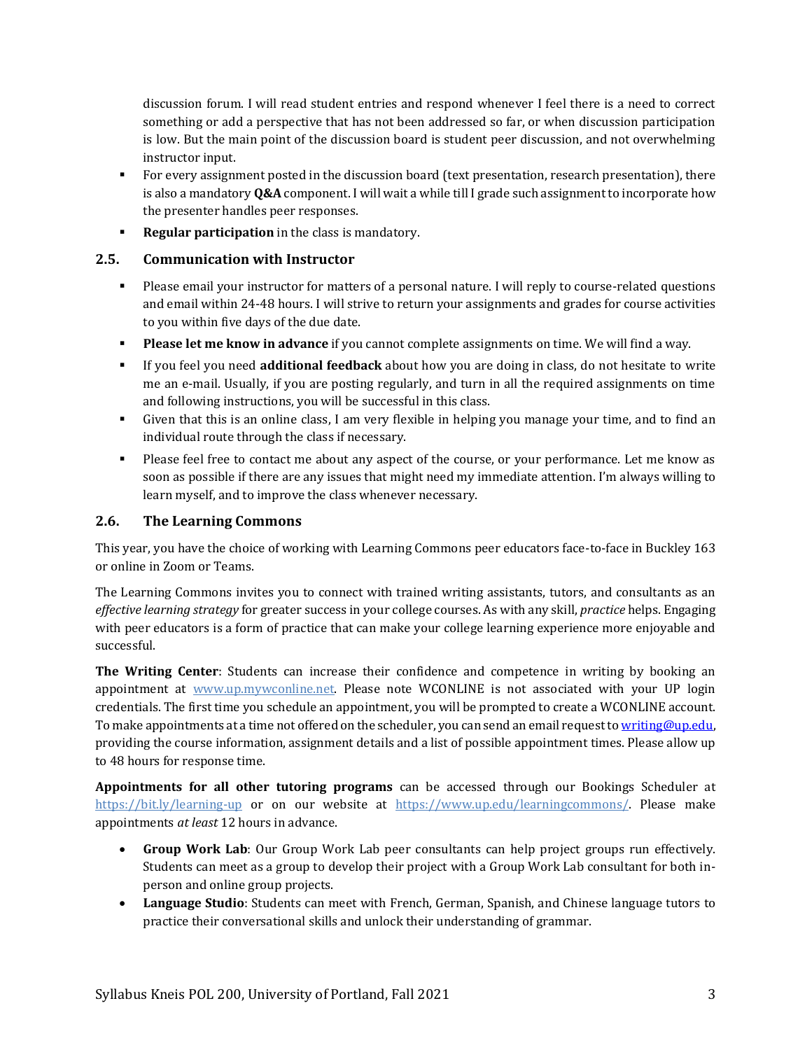discussion forum. I will read student entries and respond whenever I feel there is a need to correct something or add a perspective that has not been addressed so far, or when discussion participation is low. But the main point of the discussion board is student peer discussion, and not overwhelming instructor input.

- For every assignment posted in the discussion board (text presentation, research presentation), there is also a mandatory **Q&A** component. I will wait a while till I grade such assignment to incorporate how the presenter handles peer responses.
- **Regular participation** in the class is mandatory.

### 2.5. Communication with Instructor

- Please email your instructor for matters of a personal nature. I will reply to course-related questions and email within 24-48 hours. I will strive to return your assignments and grades for course activities to you within five days of the due date.
- **Please let me know in advance** if you cannot complete assignments on time. We will find a way.
- If you feel you need **additional feedback** about how you are doing in class, do not hesitate to write me an e-mail. Usually, if you are posting regularly, and turn in all the required assignments on time and following instructions, you will be successful in this class.
- Given that this is an online class, I am very flexible in helping you manage your time, and to find an individual route through the class if necessary.
- Please feel free to contact me about any aspect of the course, or your performance. Let me know as soon as possible if there are any issues that might need my immediate attention. I'm always willing to learn myself, and to improve the class whenever necessary.

### 2.6. The Learning Commons

This year, you have the choice of working with Learning Commons peer educators face-to-face in Buckley 163 or online in Zoom or Teams.

The Learning Commons invites you to connect with trained writing assistants, tutors, and consultants as an *effective learning strategy* for greater success in your college courses. As with any skill, *practice* helps. Engaging with peer educators is a form of practice that can make your college learning experience more enjoyable and successful.

**The Writing Center**: Students can increase their confidence and competence in writing by booking an appointment at www.up.mywconline.net. Please note WCONLINE is not associated with your UP login credentials. The first time you schedule an appointment, you will be prompted to create a WCONLINE account. To make appointments at a time not offered on the scheduler, you can send an email request to writing@up.edu, providing the course information, assignment details and a list of possible appointment times. Please allow up to 48 hours for response time.

**Appointments for all other tutoring programs** can be accessed through our Bookings Scheduler at https://bit.ly/learning-up or on our website at https://www.up.edu/learningcommons/. Please make appointments *at least* 12 hours in advance.

- **Group Work Lab**: Our Group Work Lab peer consultants can help project groups run effectively. Students can meet as a group to develop their project with a Group Work Lab consultant for both in-person and online group projects.
- **Language Studio**: Students can meet with French, German, Spanish, and Chinese language tutors to practice their conversational skills and unlock their understanding of grammar.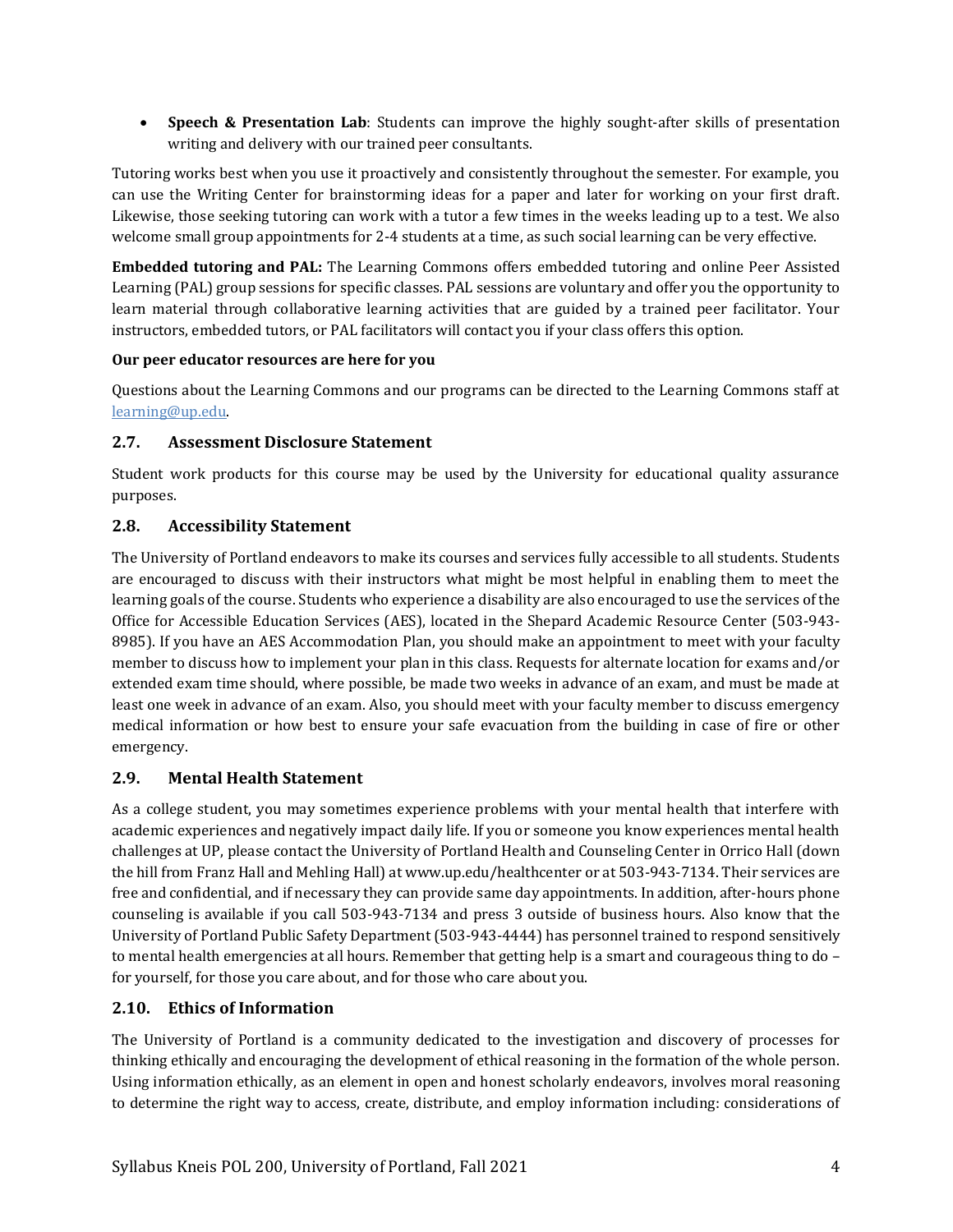- **Speech & Presentation Lab**: Students can improve the highly sought-after skills of presentation writing and delivery with our trained peer consultants.

Tutoring works best when you use it proactively and consistently throughout the semester. For example, you can use the Writing Center for brainstorming ideas for a paper and later for working on your first draft. Likewise, those seeking tutoring can work with a tutor a few times in the weeks leading up to a test. We also welcome small group appointments for 2-4 students at a time, as such social learning can be very effective.

**Embedded tutoring and PAL:** The Learning Commons offers embedded tutoring and online Peer Assisted Learning (PAL) group sessions for specific classes. PAL sessions are voluntary and offer you the opportunity to learn material through collaborative learning activities that are guided by a trained peer facilitator. Your instructors, embedded tutors, or PAL facilitators will contact you if your class offers this option.

**Our peer educator resources are here for you**

Questions about the Learning Commons and our programs can be directed to the Learning Commons staff at [learning@up.edu](mailto:learning@up.edu).

### 2.7. Assessment Disclosure Statement

Student work products for this course may be used by the University for educational quality assurance purposes.

### 2.8. Accessibility Statement

The University of Portland endeavors to make its courses and services fully accessible to all students. Students are encouraged to discuss with their instructors what might be most helpful in enabling them to meet the learning goals of the course. Students who experience a disability are also encouraged to use the services of the Office for Accessible Education Services (AES), located in the Shepard Academic Resource Center (503-943-8985). If you have an AES Accommodation Plan, you should make an appointment to meet with your faculty member to discuss how to implement your plan in this class. Requests for alternate location for exams and/or extended exam time should, where possible, be made two weeks in advance of an exam, and must be made at least one week in advance of an exam. Also, you should meet with your faculty member to discuss emergency medical information or how best to ensure your safe evacuation from the building in case of fire or other emergency.

### 2.9. Mental Health Statement

As a college student, you may sometimes experience problems with your mental health that interfere with academic experiences and negatively impact daily life. If you or someone you know experiences mental health challenges at UP, please contact the University of Portland Health and Counseling Center in Orrico Hall (down the hill from Franz Hall and Mehling Hall) at www.up.edu/healthcenter or at 503-943-7134. Their services are free and confidential, and if necessary they can provide same day appointments. In addition, after-hours phone counseling is available if you call 503-943-7134 and press 3 outside of business hours. Also know that the University of Portland Public Safety Department (503-943-4444) has personnel trained to respond sensitively to mental health emergencies at all hours. Remember that getting help is a smart and courageous thing to do – for yourself, for those you care about, and for those who care about you.

### 2.10. Ethics of Information

The University of Portland is a community dedicated to the investigation and discovery of processes for thinking ethically and encouraging the development of ethical reasoning in the formation of the whole person. Using information ethically, as an element in open and honest scholarly endeavors, involves moral reasoning to determine the right way to access, create, distribute, and employ information including: considerations of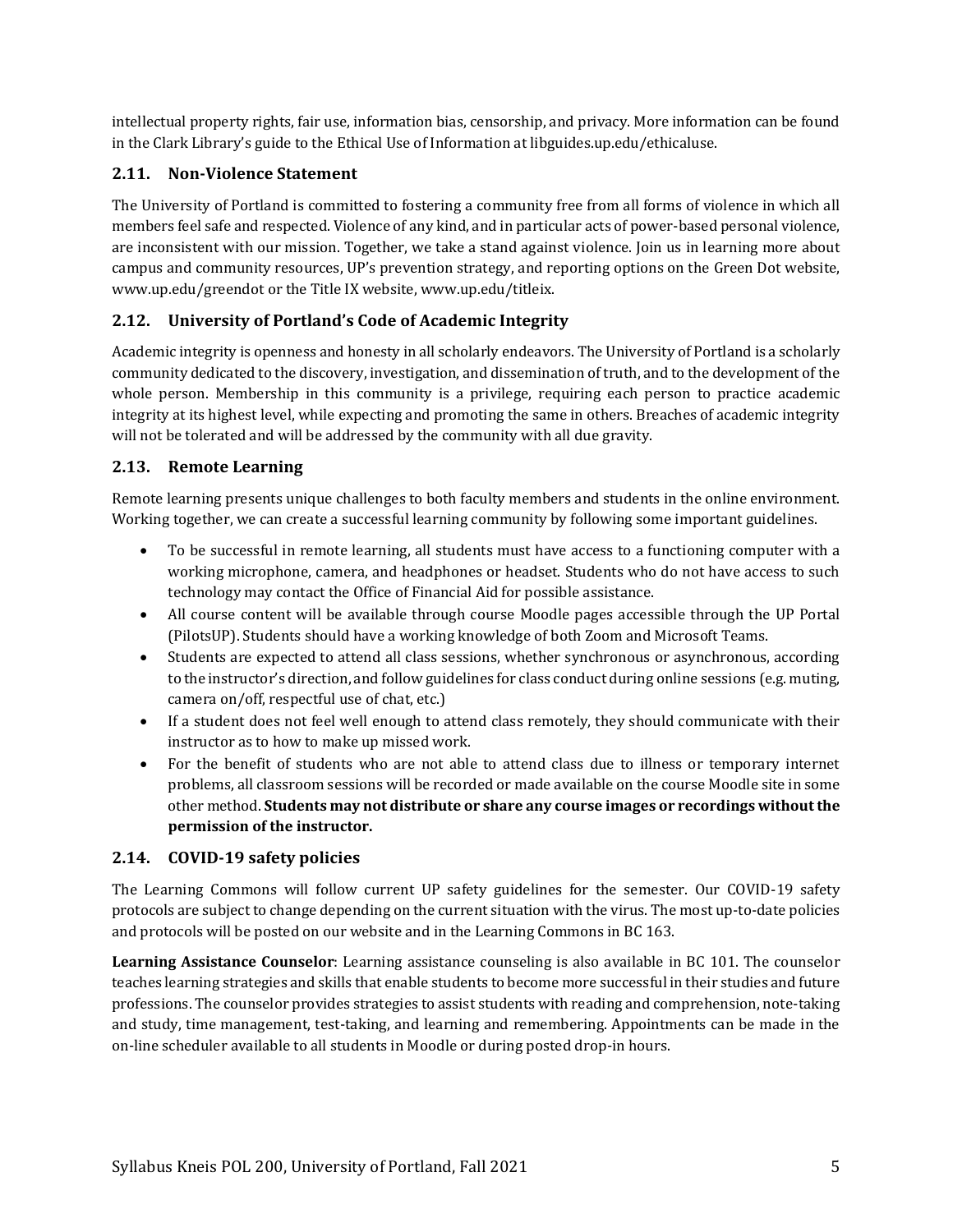intellectual property rights, fair use, information bias, censorship, and privacy. More information can be found in the Clark Library's guide to the Ethical Use of Information at libguides.up.edu/ethicaluse.

### 2.11. Non-Violence Statement

The University of Portland is committed to fostering a community free from all forms of violence in which all members feel safe and respected. Violence of any kind, and in particular acts of power-based personal violence, are inconsistent with our mission. Together, we take a stand against violence. Join us in learning more about campus and community resources, UP's prevention strategy, and reporting options on the Green Dot website, www.up.edu/greendot or the Title IX website, www.up.edu/titleix.

### 2.12. University of Portland's Code of Academic Integrity

Academic integrity is openness and honesty in all scholarly endeavors. The University of Portland is a scholarly community dedicated to the discovery, investigation, and dissemination of truth, and to the development of the whole person. Membership in this community is a privilege, requiring each person to practice academic integrity at its highest level, while expecting and promoting the same in others. Breaches of academic integrity will not be tolerated and will be addressed by the community with all due gravity.

### 2.13. Remote Learning

Remote learning presents unique challenges to both faculty members and students in the online environment. Working together, we can create a successful learning community by following some important guidelines.

- To be successful in remote learning, all students must have access to a functioning computer with a working microphone, camera, and headphones or headset. Students who do not have access to such technology may contact the Office of Financial Aid for possible assistance.
- All course content will be available through course Moodle pages accessible through the UP Portal (PilotsUP). Students should have a working knowledge of both Zoom and Microsoft Teams.
- Students are expected to attend all class sessions, whether synchronous or asynchronous, according to the instructor's direction, and follow guidelines for class conduct during online sessions (e.g. muting, camera on/off, respectful use of chat, etc.)
- If a student does not feel well enough to attend class remotely, they should communicate with their instructor as to how to make up missed work.
- For the benefit of students who are not able to attend class due to illness or temporary internet problems, all classroom sessions will be recorded or made available on the course Moodle site in some other method. **Students may not distribute or share any course images or recordings without the permission of the instructor.**

### 2.14. COVID-19 safety policies

The Learning Commons will follow current UP safety guidelines for the semester. Our COVID-19 safety protocols are subject to change depending on the current situation with the virus. The most up-to-date policies and protocols will be posted on our website and in the Learning Commons in BC 163.

**Learning Assistance Counselor**: Learning assistance counseling is also available in BC 101. The counselor teaches learning strategies and skills that enable students to become more successful in their studies and future professions. The counselor provides strategies to assist students with reading and comprehension, note-taking and study, time management, test-taking, and learning and remembering. Appointments can be made in the on-line scheduler available to all students in Moodle or during posted drop-in hours.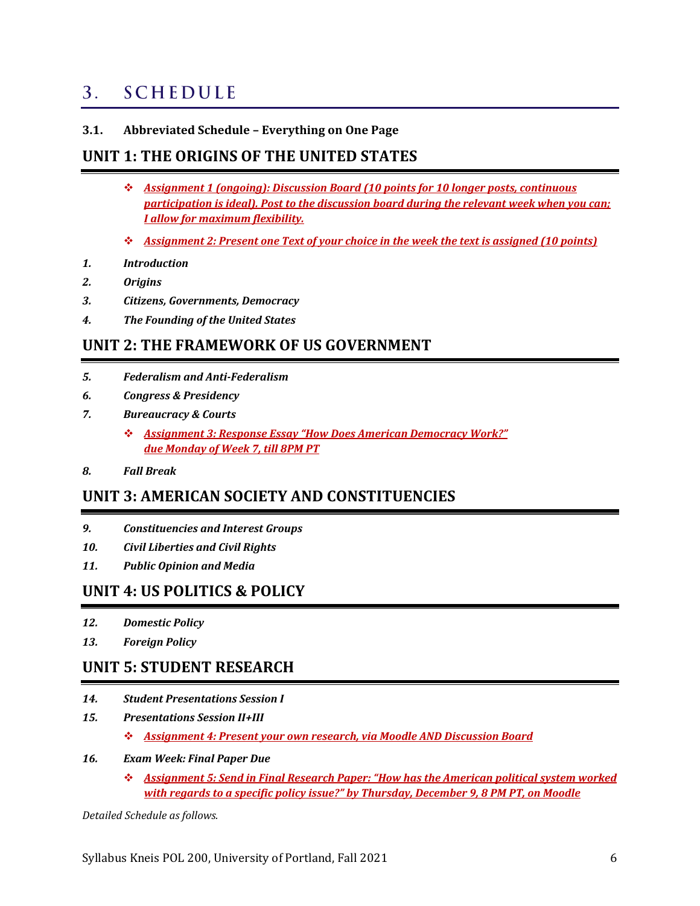# 3. SCHEDULE

### 3.1. Abbreviated Schedule – Everything on One Page

## UNIT 1: THE ORIGINS OF THE UNITED STATES

- ***Assignment 1 (ongoing): Discussion Board (10 points for 10 longer posts, continuous participation is ideal). Post to the discussion board during the relevant week when you can; I allow for maximum flexibility.***
- ***Assignment 2: Present one Text of your choice in the week the text is assigned (10 points)***

*1.* ***Introduction***

*2.* ***Origins***

*3.* ***Citizens, Governments, Democracy***

*4.* ***The Founding of the United States***

## UNIT 2: THE FRAMEWORK OF US GOVERNMENT

*5.* ***Federalism and Anti-Federalism***

*6.* ***Congress & Presidency***

*7.* ***Bureaucracy & Courts***

- ***Assignment 3: Response Essay "How Does American Democracy Work?" due Monday of Week 7, till 8PM PT***

*8.* ***Fall Break***

## UNIT 3: AMERICAN SOCIETY AND CONSTITUENCIES

*9.* ***Constituencies and Interest Groups***

*10.* ***Civil Liberties and Civil Rights***

*11.* ***Public Opinion and Media***

## UNIT 4: US POLITICS & POLICY

*12.* ***Domestic Policy***

*13.* ***Foreign Policy***

## UNIT 5: STUDENT RESEARCH

*14.* ***Student Presentations Session I***

*15.* ***Presentations Session II+III***

- ***Assignment 4: Present your own research, via Moodle AND Discussion Board***

*16.* ***Exam Week: Final Paper Due***

- ***Assignment 5: Send in Final Research Paper: "How has the American political system worked with regards to a specific policy issue?" by Thursday, December 9, 8 PM PT, on Moodle***

*Detailed Schedule as follows.*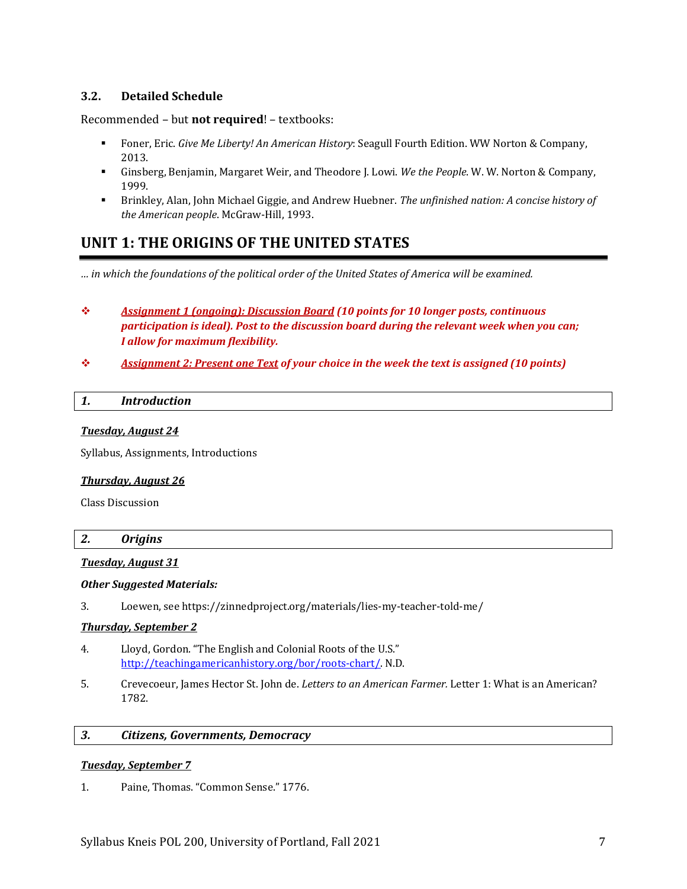### 3.2. Detailed Schedule

Recommended – but **not required**! – textbooks:

- Foner, Eric. *Give Me Liberty! An American History*: Seagull Fourth Edition. WW Norton & Company, 2013.
- Ginsberg, Benjamin, Margaret Weir, and Theodore J. Lowi. *We the People*. W. W. Norton & Company, 1999.
- Brinkley, Alan, John Michael Giggie, and Andrew Huebner. *The unfinished nation: A concise history of the American people*. McGraw-Hill, 1993.

## UNIT 1: THE ORIGINS OF THE UNITED STATES

*… in which the foundations of the political order of the United States of America will be examined.*

- ***Assignment 1 (ongoing): Discussion Board (10 points for 10 longer posts, continuous participation is ideal). Post to the discussion board during the relevant week when you can; I allow for maximum flexibility.***
- ***Assignment 2: Present one Text of your choice in the week the text is assigned (10 points)***

### *1. Introduction*

***Tuesday, August 24***

Syllabus, Assignments, Introductions

***Thursday, August 26***

Class Discussion

### *2. Origins*

***Tuesday, August 31***

***Other Suggested Materials:***

3. Loewen, see https://zinnedproject.org/materials/lies-my-teacher-told-me/

***Thursday, September 2***

4. Lloyd, Gordon. "The English and Colonial Roots of the U.S." http://teachingamericanhistory.org/bor/roots-chart/. N.D.
5. Crevecoeur, James Hector St. John de. *Letters to an American Farmer.* Letter 1: What is an American? 1782.

### *3. Citizens, Governments, Democracy*

***Tuesday, September 7***

1. Paine, Thomas. "Common Sense." 1776.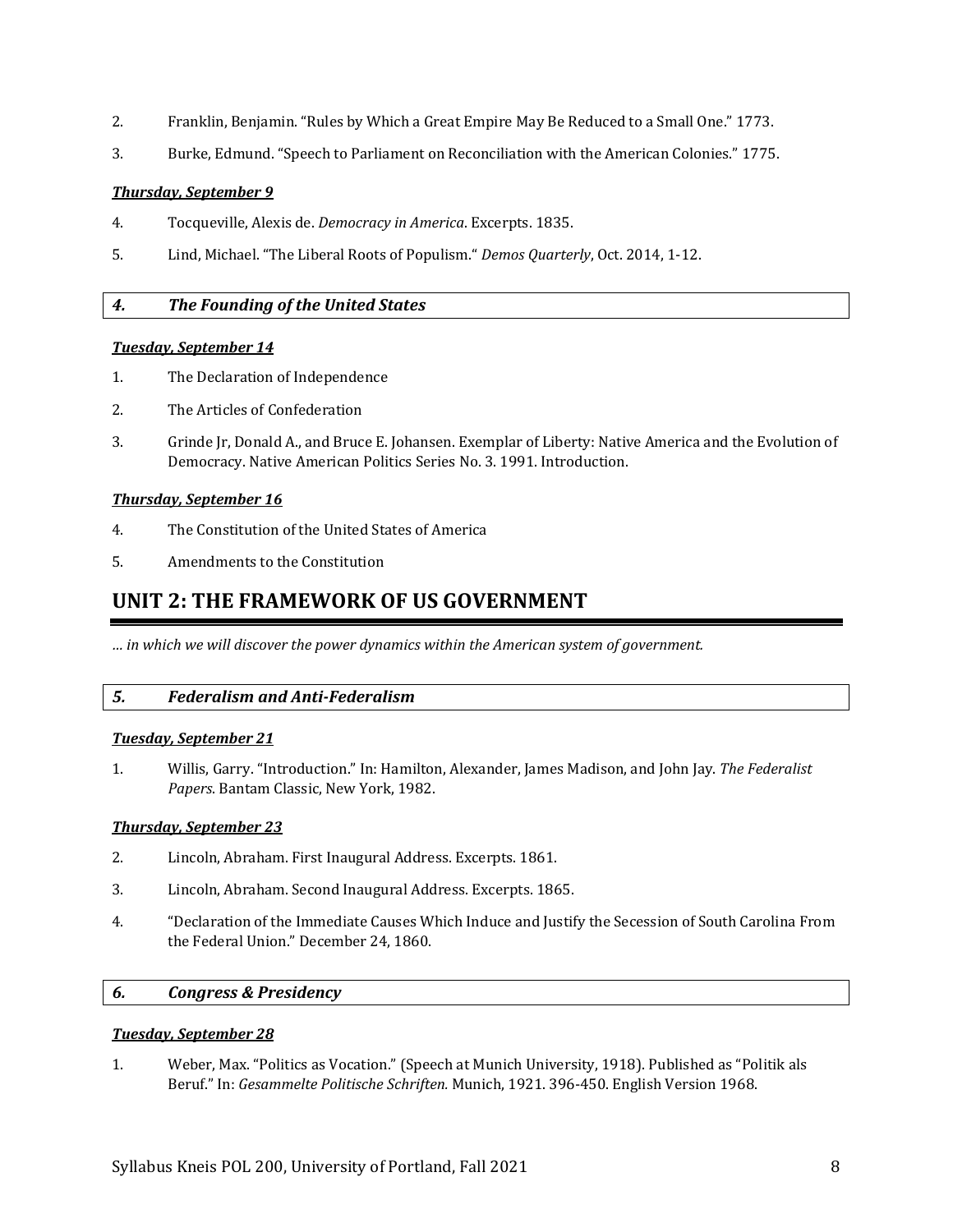2. Franklin, Benjamin. "Rules by Which a Great Empire May Be Reduced to a Small One." 1773.

3. Burke, Edmund. "Speech to Parliament on Reconciliation with the American Colonies." 1775.

***Thursday, September 9***

4. Tocqueville, Alexis de. *Democracy in America*. Excerpts. 1835.

5. Lind, Michael. "The Liberal Roots of Populism." *Demos Quarterly*, Oct. 2014, 1-12.

### *4. The Founding of the United States*

***Tuesday, September 14***

1. The Declaration of Independence

2. The Articles of Confederation

3. Grinde Jr, Donald A., and Bruce E. Johansen. Exemplar of Liberty: Native America and the Evolution of Democracy. Native American Politics Series No. 3. 1991. Introduction.

***Thursday, September 16***

4. The Constitution of the United States of America

5. Amendments to the Constitution

## UNIT 2: THE FRAMEWORK OF US GOVERNMENT

*… in which we will discover the power dynamics within the American system of government.*

### *5. Federalism and Anti-Federalism*

***Tuesday, September 21***

1. Willis, Garry. "Introduction." In: Hamilton, Alexander, James Madison, and John Jay. *The Federalist Papers*. Bantam Classic, New York, 1982.

***Thursday, September 23***

2. Lincoln, Abraham. First Inaugural Address. Excerpts. 1861.

3. Lincoln, Abraham. Second Inaugural Address. Excerpts. 1865.

4. "Declaration of the Immediate Causes Which Induce and Justify the Secession of South Carolina From the Federal Union." December 24, 1860.

### *6. Congress & Presidency*

***Tuesday, September 28***

1. Weber, Max. "Politics as Vocation." (Speech at Munich University, 1918). Published as "Politik als Beruf." In: *Gesammelte Politische Schriften.* Munich, 1921. 396-450. English Version 1968.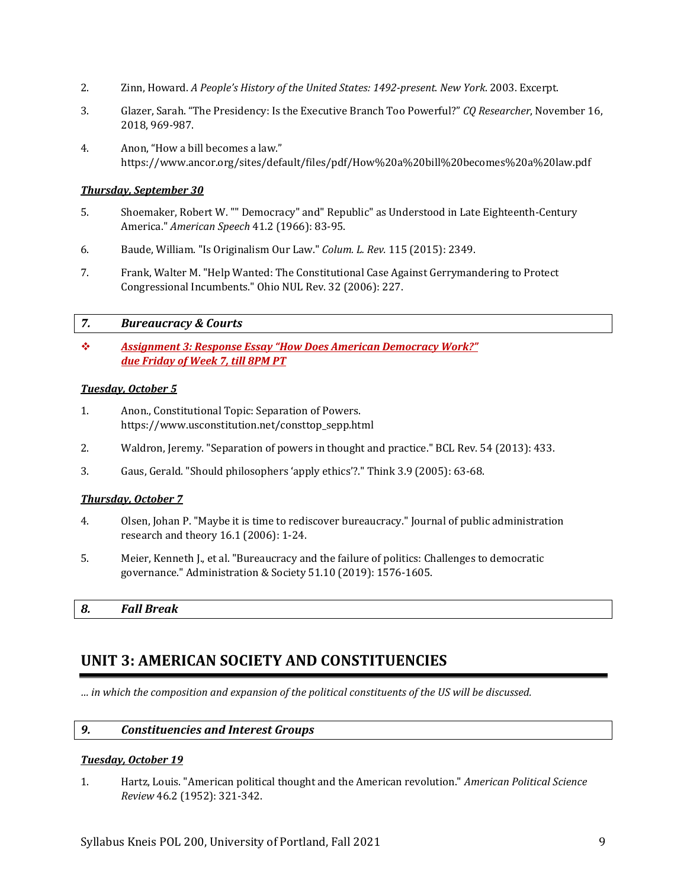2. Zinn, Howard. *A People's History of the United States: 1492-present. New York*. 2003. Excerpt.

3. Glazer, Sarah. "The Presidency: Is the Executive Branch Too Powerful?" *CQ Researcher*, November 16, 2018, 969-987.

4. Anon, "How a bill becomes a law." https://www.ancor.org/sites/default/files/pdf/How%20a%20bill%20becomes%20a%20law.pdf

***Thursday, September 30***

5. Shoemaker, Robert W. "" Democracy" and" Republic" as Understood in Late Eighteenth-Century America." *American Speech* 41.2 (1966): 83-95.

6. Baude, William. "Is Originalism Our Law." *Colum. L. Rev.* 115 (2015): 2349.

7. Frank, Walter M. "Help Wanted: The Constitutional Case Against Gerrymandering to Protect Congressional Incumbents." Ohio NUL Rev. 32 (2006): 227.

### *7. Bureaucracy & Courts*

- ***Assignment 3: Response Essay "How Does American Democracy Work?" due Friday of Week 7, till 8PM PT***

***Tuesday, October 5***

1. Anon., Constitutional Topic: Separation of Powers. https://www.usconstitution.net/consttop_sepp.html

2. Waldron, Jeremy. "Separation of powers in thought and practice." BCL Rev. 54 (2013): 433.

3. Gaus, Gerald. "Should philosophers 'apply ethics'?." Think 3.9 (2005): 63-68.

***Thursday, October 7***

4. Olsen, Johan P. "Maybe it is time to rediscover bureaucracy." Journal of public administration research and theory 16.1 (2006): 1-24.

5. Meier, Kenneth J., et al. "Bureaucracy and the failure of politics: Challenges to democratic governance." Administration & Society 51.10 (2019): 1576-1605.

### *8. Fall Break*

## UNIT 3: AMERICAN SOCIETY AND CONSTITUENCIES

*... in which the composition and expansion of the political constituents of the US will be discussed.*

### *9. Constituencies and Interest Groups*

***Tuesday, October 19***

1. Hartz, Louis. "American political thought and the American revolution." *American Political Science Review* 46.2 (1952): 321-342.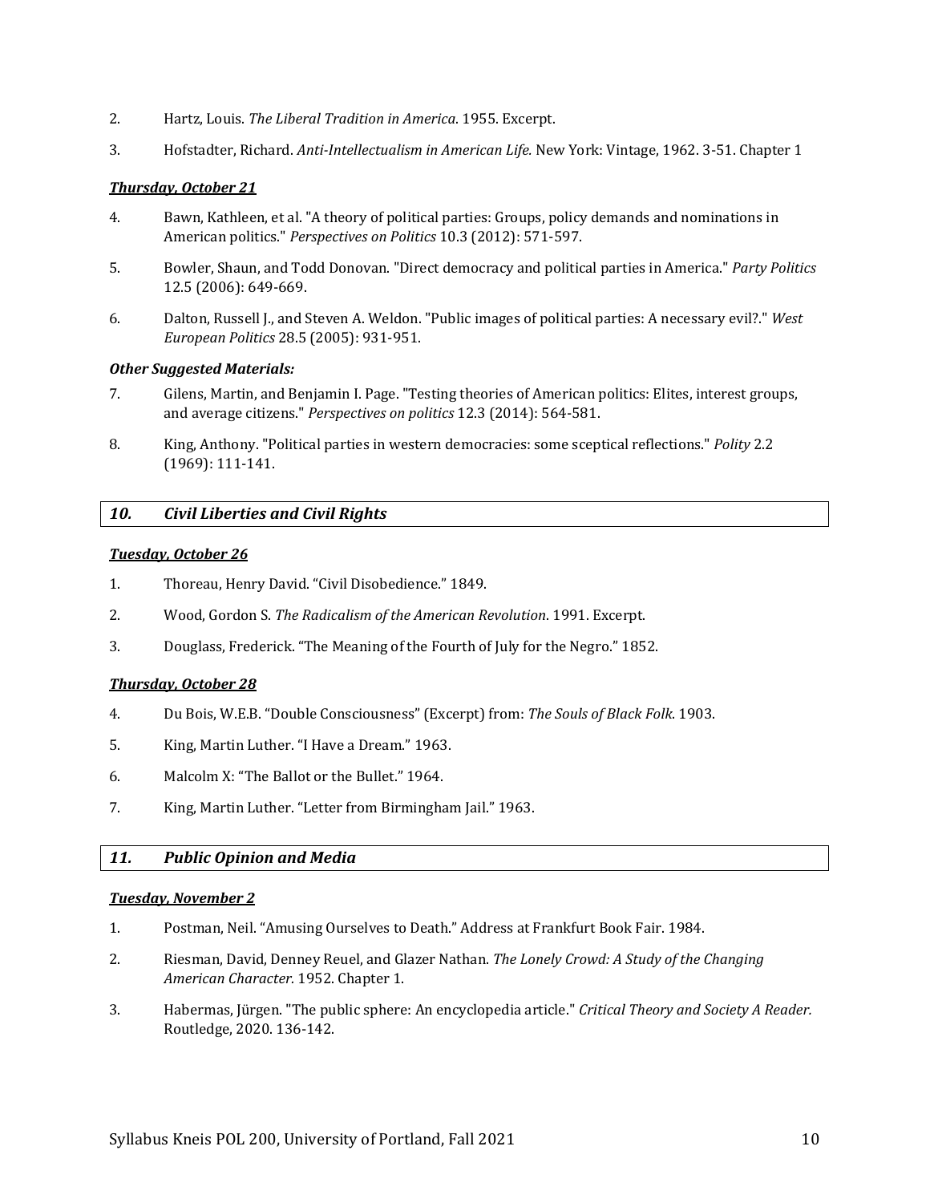2. Hartz, Louis. *The Liberal Tradition in America*. 1955. Excerpt.

3. Hofstadter, Richard. *Anti-Intellectualism in American Life.* New York: Vintage, 1962. 3-51. Chapter 1

***<u>Thursday, October 21</u>***

4. Bawn, Kathleen, et al. "A theory of political parties: Groups, policy demands and nominations in American politics." *Perspectives on Politics* 10.3 (2012): 571-597.

5. Bowler, Shaun, and Todd Donovan. "Direct democracy and political parties in America." *Party Politics* 12.5 (2006): 649-669.

6. Dalton, Russell J., and Steven A. Weldon. "Public images of political parties: A necessary evil?." *West European Politics* 28.5 (2005): 931-951.

***Other Suggested Materials:***

7. Gilens, Martin, and Benjamin I. Page. "Testing theories of American politics: Elites, interest groups, and average citizens." *Perspectives on politics* 12.3 (2014): 564-581.

8. King, Anthony. "Political parties in western democracies: some sceptical reflections." *Polity* 2.2 (1969): 111-141.

## *10. Civil Liberties and Civil Rights*

***<u>Tuesday, October 26</u>***

1. Thoreau, Henry David. "Civil Disobedience." 1849.

2. Wood, Gordon S. *The Radicalism of the American Revolution*. 1991. Excerpt.

3. Douglass, Frederick. "The Meaning of the Fourth of July for the Negro." 1852.

***<u>Thursday, October 28</u>***

4. Du Bois, W.E.B. "Double Consciousness" (Excerpt) from: *The Souls of Black Folk*. 1903.

5. King, Martin Luther. "I Have a Dream." 1963.

6. Malcolm X: "The Ballot or the Bullet." 1964.

7. King, Martin Luther. "Letter from Birmingham Jail." 1963.

## *11. Public Opinion and Media*

***<u>Tuesday, November 2</u>***

1. Postman, Neil. "Amusing Ourselves to Death." Address at Frankfurt Book Fair. 1984.

2. Riesman, David, Denney Reuel, and Glazer Nathan. *The Lonely Crowd: A Study of the Changing American Character.* 1952. Chapter 1.

3. Habermas, Jürgen. "The public sphere: An encyclopedia article." *Critical Theory and Society A Reader.* Routledge, 2020. 136-142.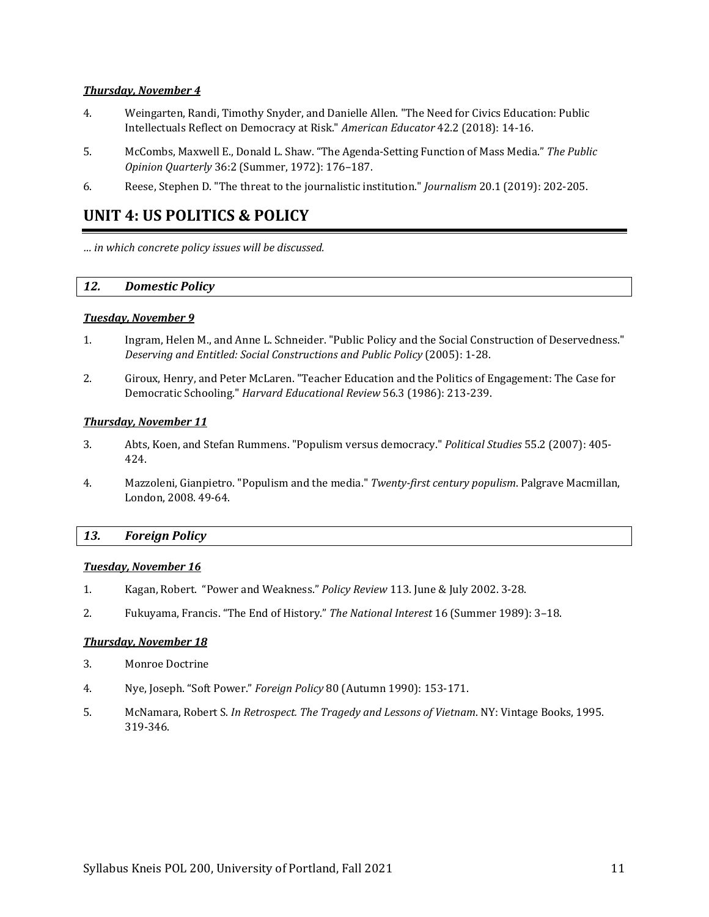***Thursday, November 4***

4. Weingarten, Randi, Timothy Snyder, and Danielle Allen. "The Need for Civics Education: Public Intellectuals Reflect on Democracy at Risk." *American Educator* 42.2 (2018): 14-16.

5. McCombs, Maxwell E., Donald L. Shaw. "The Agenda-Setting Function of Mass Media." *The Public Opinion Quarterly* 36:2 (Summer, 1972): 176–187.

6. Reese, Stephen D. "The threat to the journalistic institution." *Journalism* 20.1 (2019): 202-205.

# UNIT 4: US POLITICS & POLICY

*… in which concrete policy issues will be discussed.*

## *12. Domestic Policy*

***Tuesday, November 9***

1. Ingram, Helen M., and Anne L. Schneider. "Public Policy and the Social Construction of Deservedness." *Deserving and Entitled: Social Constructions and Public Policy* (2005): 1-28.

2. Giroux, Henry, and Peter McLaren. "Teacher Education and the Politics of Engagement: The Case for Democratic Schooling." *Harvard Educational Review* 56.3 (1986): 213-239.

***Thursday, November 11***

3. Abts, Koen, and Stefan Rummens. "Populism versus democracy." *Political Studies* 55.2 (2007): 405-424.

4. Mazzoleni, Gianpietro. "Populism and the media." *Twenty-first century populism*. Palgrave Macmillan, London, 2008. 49-64.

## *13. Foreign Policy*

***Tuesday, November 16***

1. Kagan, Robert. "Power and Weakness." *Policy Review* 113. June & July 2002. 3-28.

2. Fukuyama, Francis. "The End of History." *The National Interest* 16 (Summer 1989): 3–18.

***Thursday, November 18***

3. Monroe Doctrine

4. Nye, Joseph. "Soft Power." *Foreign Policy* 80 (Autumn 1990): 153-171.

5. McNamara, Robert S. *In Retrospect. The Tragedy and Lessons of Vietnam*. NY: Vintage Books, 1995. 319-346.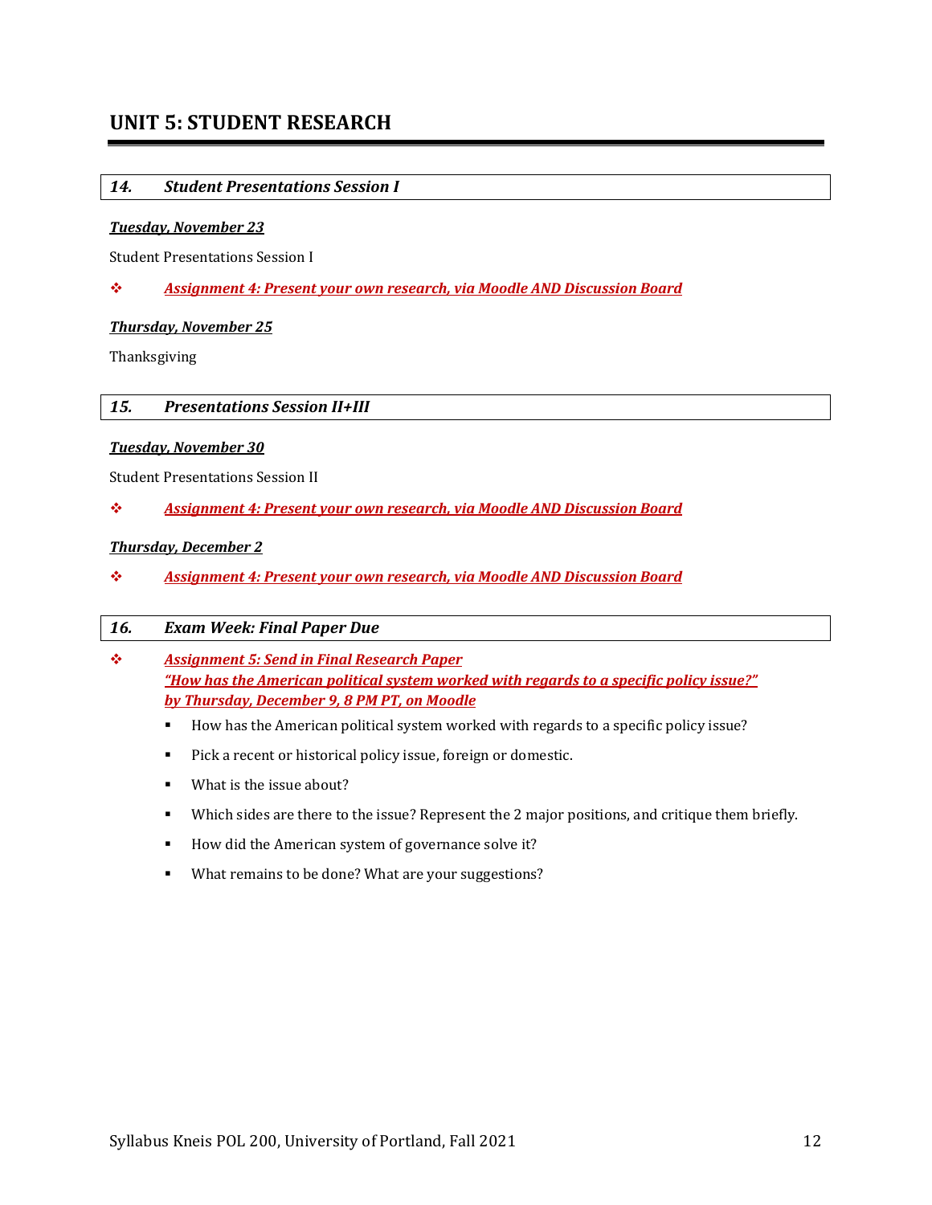## UNIT 5: STUDENT RESEARCH

### *14. Student Presentations Session I*

***Tuesday, November 23***

Student Presentations Session I

❖ ***Assignment 4: Present your own research, via Moodle AND Discussion Board***

***Thursday, November 25***

Thanksgiving

### *15. Presentations Session II+III*

***Tuesday, November 30***

Student Presentations Session II

❖ ***Assignment 4: Present your own research, via Moodle AND Discussion Board***

***Thursday, December 2***

❖ ***Assignment 4: Present your own research, via Moodle AND Discussion Board***

### *16. Exam Week: Final Paper Due*

❖ ***Assignment 5: Send in Final Research Paper***
***"How has the American political system worked with regards to a specific policy issue?"***
***by Thursday, December 9, 8 PM PT, on Moodle***

- How has the American political system worked with regards to a specific policy issue?
- Pick a recent or historical policy issue, foreign or domestic.
- What is the issue about?
- Which sides are there to the issue? Represent the 2 major positions, and critique them briefly.
- How did the American system of governance solve it?
- What remains to be done? What are your suggestions?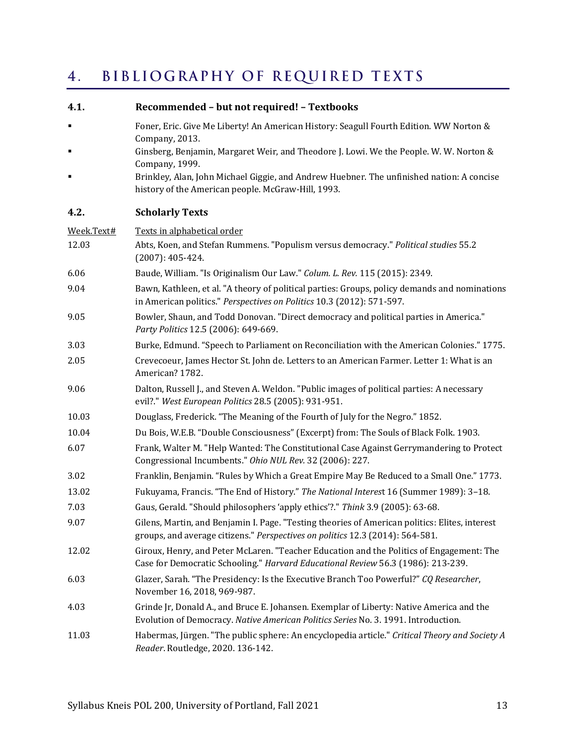# 4. BIBLIOGRAPHY OF REQUIRED TEXTS

## 4.1. Recommended – but not required! – Textbooks

- Foner, Eric. Give Me Liberty! An American History: Seagull Fourth Edition. WW Norton & Company, 2013.
- Ginsberg, Benjamin, Margaret Weir, and Theodore J. Lowi. We the People. W. W. Norton & Company, 1999.
- Brinkley, Alan, John Michael Giggie, and Andrew Huebner. The unfinished nation: A concise history of the American people. McGraw-Hill, 1993.

## 4.2. Scholarly Texts

| Week.Text# | Texts in alphabetical order |
|---|---|
| 12.03 | Abts, Koen, and Stefan Rummens. "Populism versus democracy." *Political studies* 55.2 (2007): 405-424. |
| 6.06 | Baude, William. "Is Originalism Our Law." *Colum. L. Rev.* 115 (2015): 2349. |
| 9.04 | Bawn, Kathleen, et al. "A theory of political parties: Groups, policy demands and nominations in American politics." *Perspectives on Politics* 10.3 (2012): 571-597. |
| 9.05 | Bowler, Shaun, and Todd Donovan. "Direct democracy and political parties in America." *Party Politics* 12.5 (2006): 649-669. |
| 3.03 | Burke, Edmund. "Speech to Parliament on Reconciliation with the American Colonies." 1775. |
| 2.05 | Crevecoeur, James Hector St. John de. Letters to an American Farmer. Letter 1: What is an American? 1782. |
| 9.06 | Dalton, Russell J., and Steven A. Weldon. "Public images of political parties: A necessary evil?." *West European Politics* 28.5 (2005): 931-951. |
| 10.03 | Douglass, Frederick. "The Meaning of the Fourth of July for the Negro." 1852. |
| 10.04 | Du Bois, W.E.B. "Double Consciousness" (Excerpt) from: The Souls of Black Folk. 1903. |
| 6.07 | Frank, Walter M. "Help Wanted: The Constitutional Case Against Gerrymandering to Protect Congressional Incumbents." *Ohio NUL Rev.* 32 (2006): 227. |
| 3.02 | Franklin, Benjamin. "Rules by Which a Great Empire May Be Reduced to a Small One." 1773. |
| 13.02 | Fukuyama, Francis. "The End of History." *The National Interest* 16 (Summer 1989): 3–18. |
| 7.03 | Gaus, Gerald. "Should philosophers 'apply ethics'?." *Think* 3.9 (2005): 63-68. |
| 9.07 | Gilens, Martin, and Benjamin I. Page. "Testing theories of American politics: Elites, interest groups, and average citizens." *Perspectives on politics* 12.3 (2014): 564-581. |
| 12.02 | Giroux, Henry, and Peter McLaren. "Teacher Education and the Politics of Engagement: The Case for Democratic Schooling." *Harvard Educational Review* 56.3 (1986): 213-239. |
| 6.03 | Glazer, Sarah. "The Presidency: Is the Executive Branch Too Powerful?" *CQ Researcher*, November 16, 2018, 969-987. |
| 4.03 | Grinde Jr, Donald A., and Bruce E. Johansen. Exemplar of Liberty: Native America and the Evolution of Democracy. *Native American Politics Series* No. 3. 1991. Introduction. |
| 11.03 | Habermas, Jürgen. "The public sphere: An encyclopedia article." *Critical Theory and Society A Reader*. Routledge, 2020. 136-142. |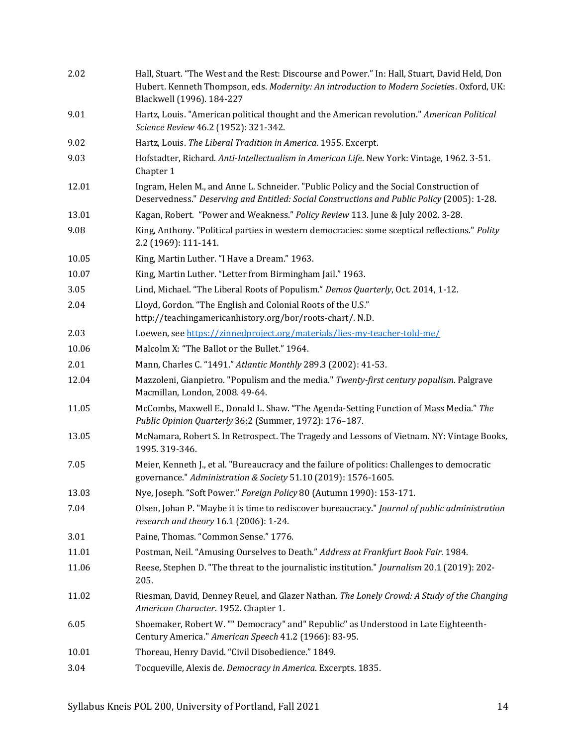| | |
|---|---|
| 2.02 | Hall, Stuart. "The West and the Rest: Discourse and Power." In: Hall, Stuart, David Held, Don Hubert. Kenneth Thompson, eds. *Modernity: An introduction to Modern Societies*. Oxford, UK: Blackwell (1996). 184-227 |
| 9.01 | Hartz, Louis. "American political thought and the American revolution." *American Political Science Review* 46.2 (1952): 321-342. |
| 9.02 | Hartz, Louis. *The Liberal Tradition in America*. 1955. Excerpt. |
| 9.03 | Hofstadter, Richard. *Anti-Intellectualism in American Life*. New York: Vintage, 1962. 3-51. Chapter 1 |
| 12.01 | Ingram, Helen M., and Anne L. Schneider. "Public Policy and the Social Construction of Deservedness." *Deserving and Entitled: Social Constructions and Public Policy* (2005): 1-28. |
| 13.01 | Kagan, Robert. "Power and Weakness." *Policy Review* 113. June & July 2002. 3-28. |
| 9.08 | King, Anthony. "Political parties in western democracies: some sceptical reflections." *Polity* 2.2 (1969): 111-141. |
| 10.05 | King, Martin Luther. "I Have a Dream." 1963. |
| 10.07 | King, Martin Luther. "Letter from Birmingham Jail." 1963. |
| 3.05 | Lind, Michael. "The Liberal Roots of Populism." *Demos Quarterly*, Oct. 2014, 1-12. |
| 2.04 | Lloyd, Gordon. "The English and Colonial Roots of the U.S." http://teachingamericanhistory.org/bor/roots-chart/. N.D. |
| 2.03 | Loewen, see https://zinnedproject.org/materials/lies-my-teacher-told-me/ |
| 10.06 | Malcolm X: "The Ballot or the Bullet." 1964. |
| 2.01 | Mann, Charles C. "1491." *Atlantic Monthly* 289.3 (2002): 41-53. |
| 12.04 | Mazzoleni, Gianpietro. "Populism and the media." *Twenty-first century populism*. Palgrave Macmillan, London, 2008. 49-64. |
| 11.05 | McCombs, Maxwell E., Donald L. Shaw. "The Agenda-Setting Function of Mass Media." *The Public Opinion Quarterly* 36:2 (Summer, 1972): 176–187. |
| 13.05 | McNamara, Robert S. In Retrospect. The Tragedy and Lessons of Vietnam. NY: Vintage Books, 1995. 319-346. |
| 7.05 | Meier, Kenneth J., et al. "Bureaucracy and the failure of politics: Challenges to democratic governance." *Administration & Society* 51.10 (2019): 1576-1605. |
| 13.03 | Nye, Joseph. "Soft Power." *Foreign Policy* 80 (Autumn 1990): 153-171. |
| 7.04 | Olsen, Johan P. "Maybe it is time to rediscover bureaucracy." *Journal of public administration research and theory* 16.1 (2006): 1-24. |
| 3.01 | Paine, Thomas. "Common Sense." 1776. |
| 11.01 | Postman, Neil. "Amusing Ourselves to Death." *Address at Frankfurt Book Fair*. 1984. |
| 11.06 | Reese, Stephen D. "The threat to the journalistic institution." *Journalism* 20.1 (2019): 202-205. |
| 11.02 | Riesman, David, Denney Reuel, and Glazer Nathan. *The Lonely Crowd: A Study of the Changing American Character*. 1952. Chapter 1. |
| 6.05 | Shoemaker, Robert W. "" Democracy" and" Republic" as Understood in Late Eighteenth-Century America." *American Speech* 41.2 (1966): 83-95. |
| 10.01 | Thoreau, Henry David. "Civil Disobedience." 1849. |
| 3.04 | Tocqueville, Alexis de. *Democracy in America*. Excerpts. 1835. |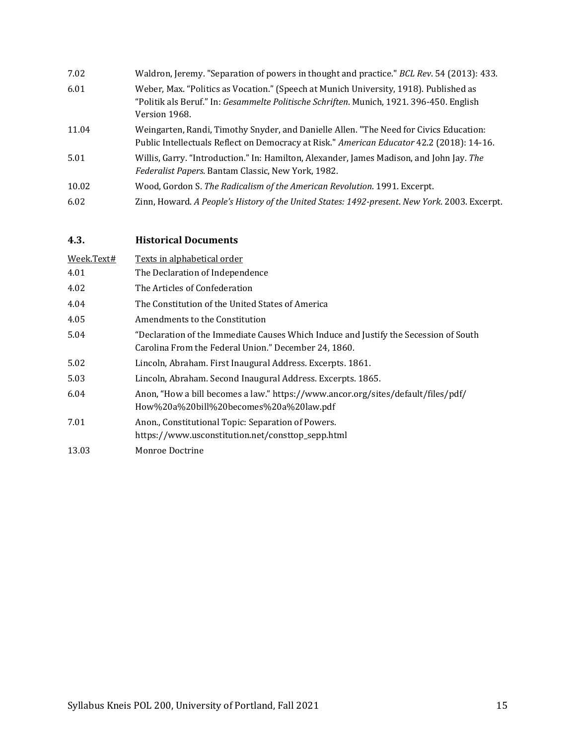| | |
|---|---|
| 7.02 | Waldron, Jeremy. "Separation of powers in thought and practice." *BCL Rev*. 54 (2013): 433. |
| 6.01 | Weber, Max. "Politics as Vocation." (Speech at Munich University, 1918). Published as "Politik als Beruf." In: *Gesammelte Politische Schriften*. Munich, 1921. 396-450. English Version 1968. |
| 11.04 | Weingarten, Randi, Timothy Snyder, and Danielle Allen. "The Need for Civics Education: Public Intellectuals Reflect on Democracy at Risk." *American Educator* 42.2 (2018): 14-16. |
| 5.01 | Willis, Garry. "Introduction." In: Hamilton, Alexander, James Madison, and John Jay. *The Federalist Papers*. Bantam Classic, New York, 1982. |
| 10.02 | Wood, Gordon S. *The Radicalism of the American Revolution*. 1991. Excerpt. |
| 6.02 | Zinn, Howard. *A People's History of the United States: 1492-present*. *New York*. 2003. Excerpt. |

### 4.3. Historical Documents

| Week.Text# | Texts in alphabetical order |
|---|---|
| 4.01 | The Declaration of Independence |
| 4.02 | The Articles of Confederation |
| 4.04 | The Constitution of the United States of America |
| 4.05 | Amendments to the Constitution |
| 5.04 | "Declaration of the Immediate Causes Which Induce and Justify the Secession of South Carolina From the Federal Union." December 24, 1860. |
| 5.02 | Lincoln, Abraham. First Inaugural Address. Excerpts. 1861. |
| 5.03 | Lincoln, Abraham. Second Inaugural Address. Excerpts. 1865. |
| 6.04 | Anon, "How a bill becomes a law." https://www.ancor.org/sites/default/files/pdf/How%20a%20bill%20becomes%20a%20law.pdf |
| 7.01 | Anon., Constitutional Topic: Separation of Powers. https://www.usconstitution.net/consttop_sepp.html |
| 13.03 | Monroe Doctrine |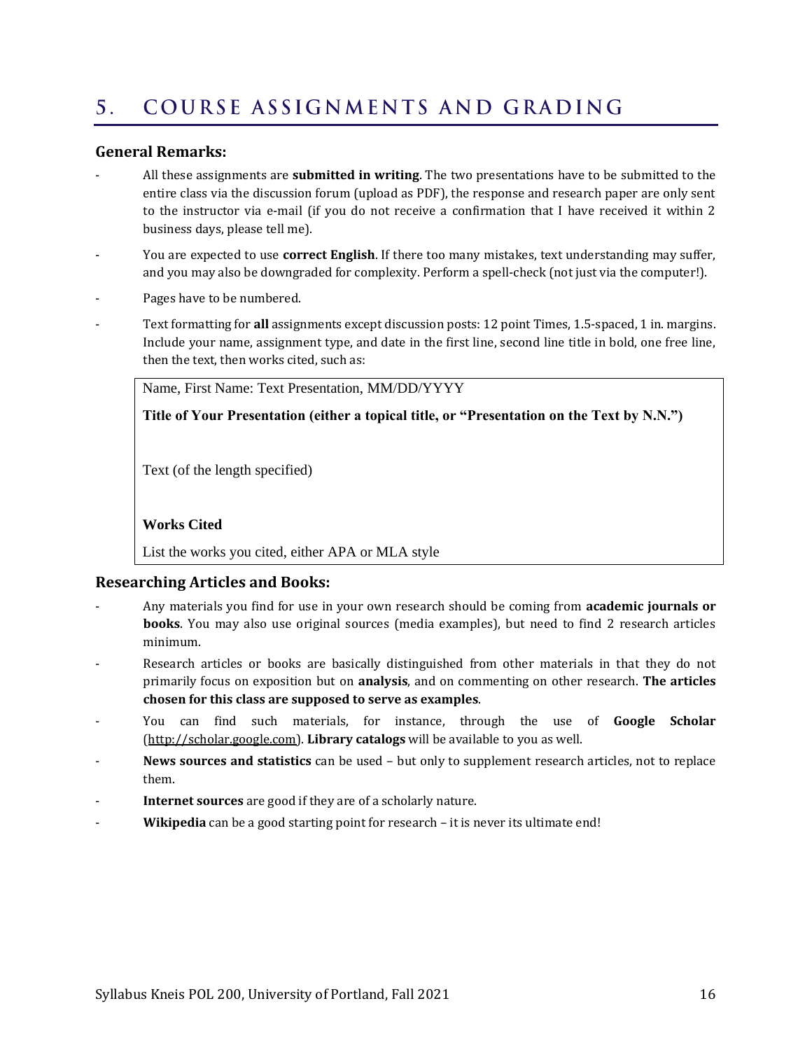# 5. COURSE ASSIGNMENTS AND GRADING

### General Remarks:

- All these assignments are **submitted in writing**. The two presentations have to be submitted to the entire class via the discussion forum (upload as PDF), the response and research paper are only sent to the instructor via e-mail (if you do not receive a confirmation that I have received it within 2 business days, please tell me).
- You are expected to use **correct English**. If there too many mistakes, text understanding may suffer, and you may also be downgraded for complexity. Perform a spell-check (not just via the computer!).
- Pages have to be numbered.
- Text formatting for **all** assignments except discussion posts: 12 point Times, 1.5-spaced, 1 in. margins. Include your name, assignment type, and date in the first line, second line title in bold, one free line, then the text, then works cited, such as:

> Name, First Name: Text Presentation, MM/DD/YYYY
>
> **Title of Your Presentation (either a topical title, or "Presentation on the Text by N.N.")**
>
> Text (of the length specified)
>
> **Works Cited**
>
> List the works you cited, either APA or MLA style

### Researching Articles and Books:

- Any materials you find for use in your own research should be coming from **academic journals or books**. You may also use original sources (media examples), but need to find 2 research articles minimum.
- Research articles or books are basically distinguished from other materials in that they do not primarily focus on exposition but on **analysis**, and on commenting on other research. **The articles chosen for this class are supposed to serve as examples**.
- You can find such materials, for instance, through the use of **Google Scholar** (http://scholar.google.com). **Library catalogs** will be available to you as well.
- **News sources and statistics** can be used – but only to supplement research articles, not to replace them.
- **Internet sources** are good if they are of a scholarly nature.
- **Wikipedia** can be a good starting point for research – it is never its ultimate end!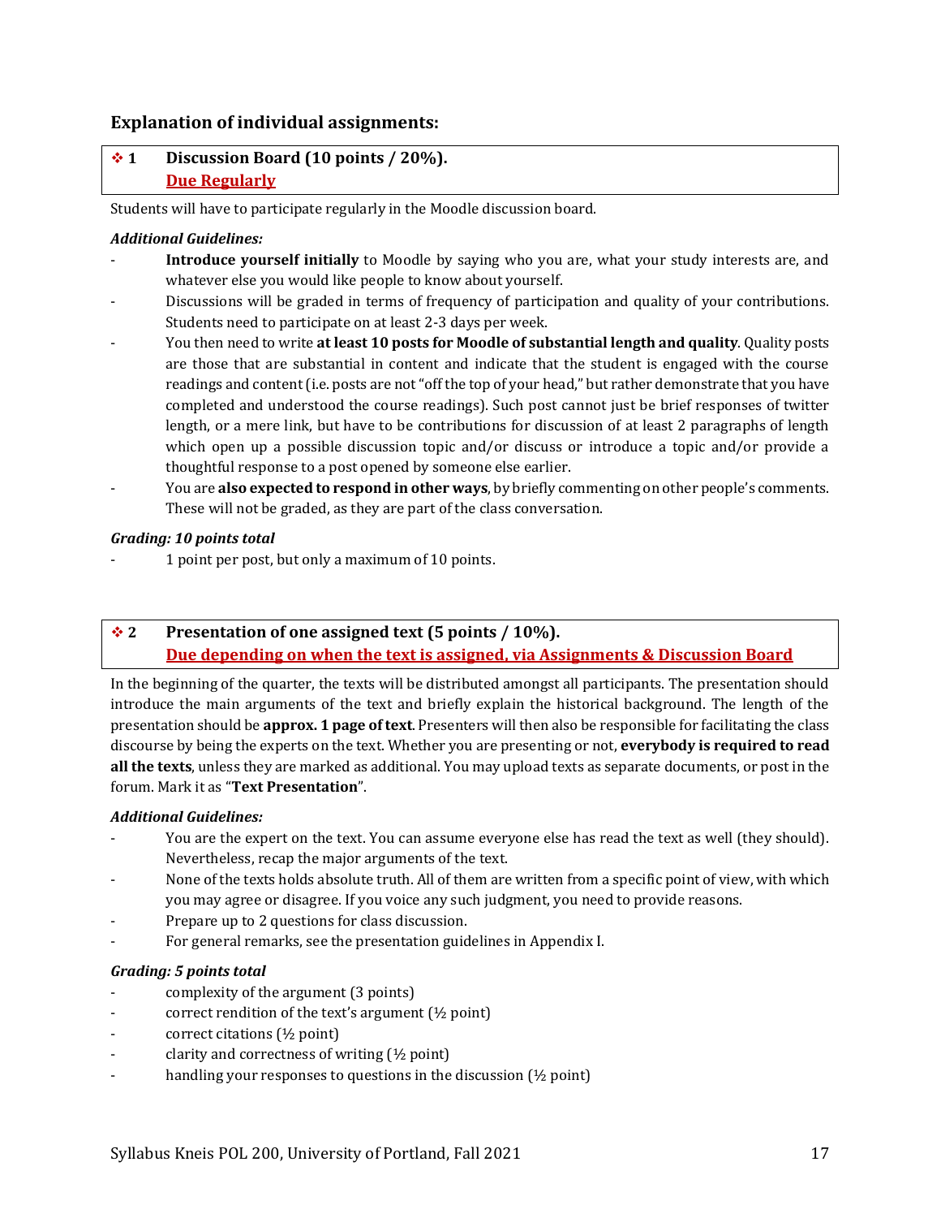### Explanation of individual assignments:

#### ❖ 1 Discussion Board (10 points / 20%).
**Due Regularly**

Students will have to participate regularly in the Moodle discussion board.

***Additional Guidelines:***

- **Introduce yourself initially** to Moodle by saying who you are, what your study interests are, and whatever else you would like people to know about yourself.
- Discussions will be graded in terms of frequency of participation and quality of your contributions. Students need to participate on at least 2-3 days per week.
- You then need to write **at least 10 posts for Moodle of substantial length and quality**. Quality posts are those that are substantial in content and indicate that the student is engaged with the course readings and content (i.e. posts are not "off the top of your head," but rather demonstrate that you have completed and understood the course readings). Such post cannot just be brief responses of twitter length, or a mere link, but have to be contributions for discussion of at least 2 paragraphs of length which open up a possible discussion topic and/or discuss or introduce a topic and/or provide a thoughtful response to a post opened by someone else earlier.
- You are **also expected to respond in other ways**, by briefly commenting on other people's comments. These will not be graded, as they are part of the class conversation.

***Grading: 10 points total***

- 1 point per post, but only a maximum of 10 points.

#### ❖ 2 Presentation of one assigned text (5 points / 10%).
**Due depending on when the text is assigned, via Assignments & Discussion Board**

In the beginning of the quarter, the texts will be distributed amongst all participants. The presentation should introduce the main arguments of the text and briefly explain the historical background. The length of the presentation should be **approx. 1 page of text**. Presenters will then also be responsible for facilitating the class discourse by being the experts on the text. Whether you are presenting or not, **everybody is required to read all the texts**, unless they are marked as additional. You may upload texts as separate documents, or post in the forum. Mark it as "**Text Presentation**".

***Additional Guidelines:***

- You are the expert on the text. You can assume everyone else has read the text as well (they should). Nevertheless, recap the major arguments of the text.
- None of the texts holds absolute truth. All of them are written from a specific point of view, with which you may agree or disagree. If you voice any such judgment, you need to provide reasons.
- Prepare up to 2 questions for class discussion.
- For general remarks, see the presentation guidelines in Appendix I.

***Grading: 5 points total***

- complexity of the argument (3 points)
- correct rendition of the text's argument (½ point)
- correct citations (½ point)
- clarity and correctness of writing (½ point)
- handling your responses to questions in the discussion (½ point)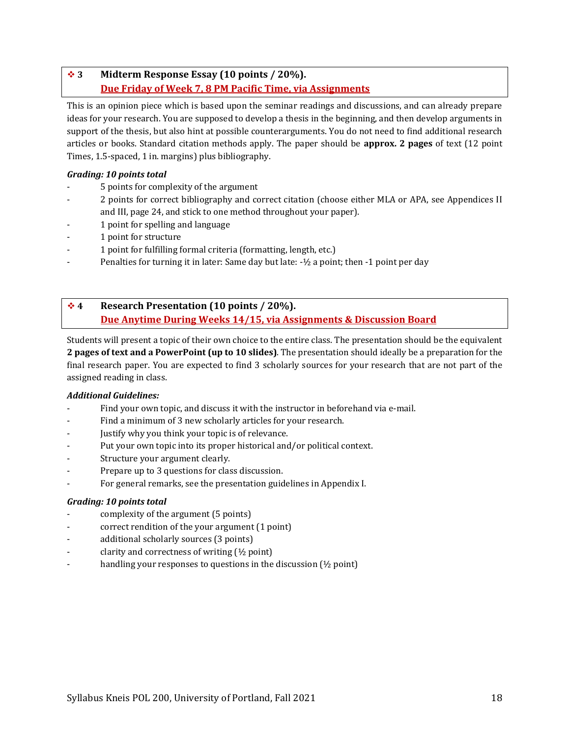### ❖ 3 Midterm Response Essay (10 points / 20%).

**Due Friday of Week 7, 8 PM Pacific Time, via Assignments**

This is an opinion piece which is based upon the seminar readings and discussions, and can already prepare ideas for your research. You are supposed to develop a thesis in the beginning, and then develop arguments in support of the thesis, but also hint at possible counterarguments. You do not need to find additional research articles or books. Standard citation methods apply. The paper should be **approx. 2 pages** of text (12 point Times, 1.5-spaced, 1 in. margins) plus bibliography.

***Grading: 10 points total***

- 5 points for complexity of the argument
- 2 points for correct bibliography and correct citation (choose either MLA or APA, see Appendices II and III, page 24, and stick to one method throughout your paper).
- 1 point for spelling and language
- 1 point for structure
- 1 point for fulfilling formal criteria (formatting, length, etc.)
- Penalties for turning it in later: Same day but late: -½ a point; then -1 point per day

### ❖ 4 Research Presentation (10 points / 20%).

**Due Anytime During Weeks 14/15, via Assignments & Discussion Board**

Students will present a topic of their own choice to the entire class. The presentation should be the equivalent **2 pages of text and a PowerPoint (up to 10 slides)**. The presentation should ideally be a preparation for the final research paper. You are expected to find 3 scholarly sources for your research that are not part of the assigned reading in class.

***Additional Guidelines:***

- Find your own topic, and discuss it with the instructor in beforehand via e-mail.
- Find a minimum of 3 new scholarly articles for your research.
- Justify why you think your topic is of relevance.
- Put your own topic into its proper historical and/or political context.
- Structure your argument clearly.
- Prepare up to 3 questions for class discussion.
- For general remarks, see the presentation guidelines in Appendix I.

***Grading: 10 points total***

- complexity of the argument (5 points)
- correct rendition of the your argument (1 point)
- additional scholarly sources (3 points)
- clarity and correctness of writing (½ point)
- handling your responses to questions in the discussion (½ point)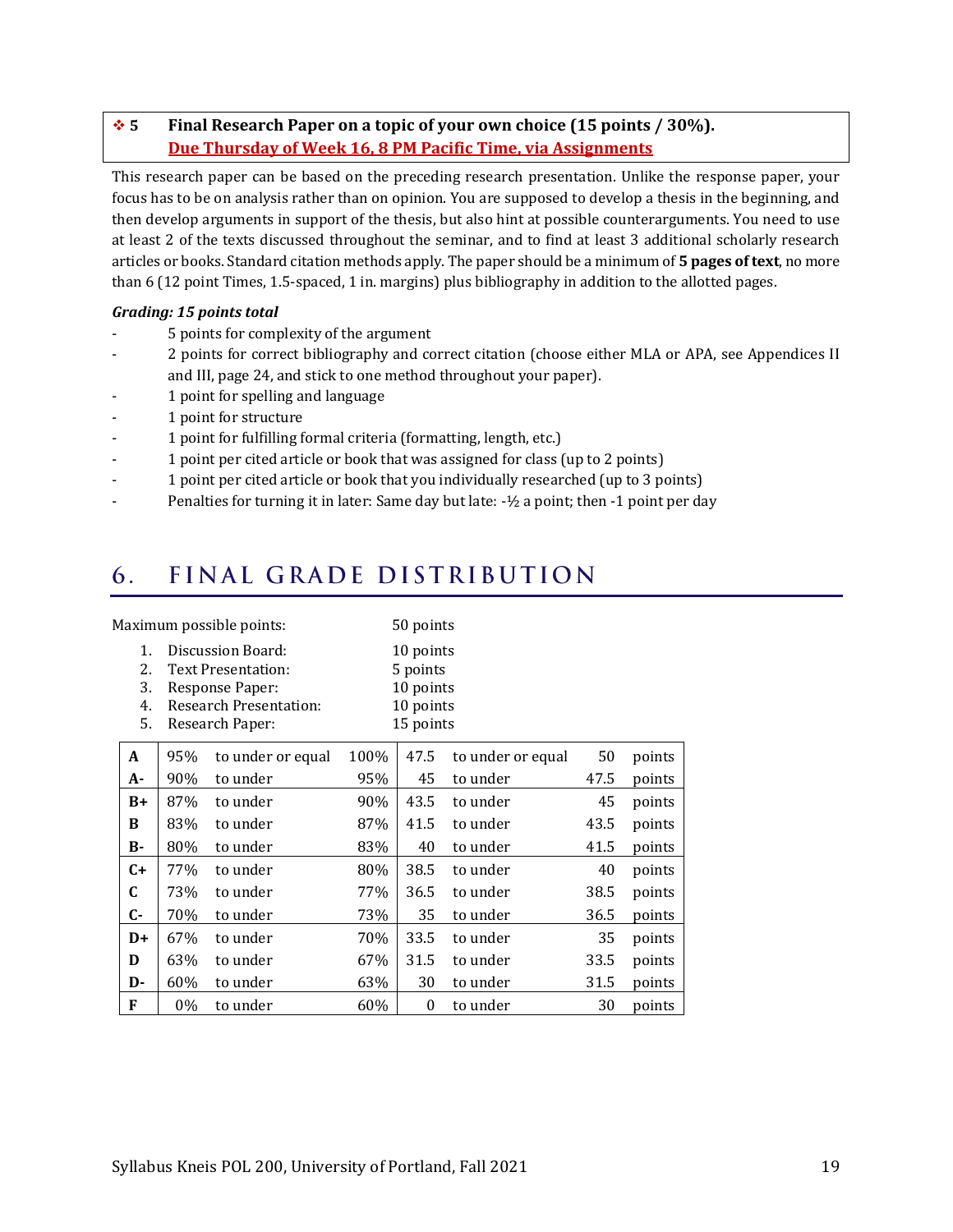### ❖ 5 Final Research Paper on a topic of your own choice (15 points / 30%).

**Due Thursday of Week 16, 8 PM Pacific Time, via Assignments**

This research paper can be based on the preceding research presentation. Unlike the response paper, your focus has to be on analysis rather than on opinion. You are supposed to develop a thesis in the beginning, and then develop arguments in support of the thesis, but also hint at possible counterarguments. You need to use at least 2 of the texts discussed throughout the seminar, and to find at least 3 additional scholarly research articles or books. Standard citation methods apply. The paper should be a minimum of **5 pages of text**, no more than 6 (12 point Times, 1.5-spaced, 1 in. margins) plus bibliography in addition to the allotted pages.

***Grading: 15 points total***

- 5 points for complexity of the argument
- 2 points for correct bibliography and correct citation (choose either MLA or APA, see Appendices II and III, page 24, and stick to one method throughout your paper).
- 1 point for spelling and language
- 1 point for structure
- 1 point for fulfilling formal criteria (formatting, length, etc.)
- 1 point per cited article or book that was assigned for class (up to 2 points)
- 1 point per cited article or book that you individually researched (up to 3 points)
- Penalties for turning it in later: Same day but late: -½ a point; then -1 point per day

## 6. FINAL GRADE DISTRIBUTION

Maximum possible points: 50 points

1. Discussion Board: 10 points
2. Text Presentation: 5 points
3. Response Paper: 10 points
4. Research Presentation: 10 points
5. Research Paper: 15 points

| Grade | | | | | | | |
|---|---|---|---|---|---|---|---|
| A | 95% | to under or equal | 100% | 47.5 | to under or equal | 50 | points |
| A- | 90% | to under | 95% | 45 | to under | 47.5 | points |
| B+ | 87% | to under | 90% | 43.5 | to under | 45 | points |
| B | 83% | to under | 87% | 41.5 | to under | 43.5 | points |
| B- | 80% | to under | 83% | 40 | to under | 41.5 | points |
| C+ | 77% | to under | 80% | 38.5 | to under | 40 | points |
| C | 73% | to under | 77% | 36.5 | to under | 38.5 | points |
| C- | 70% | to under | 73% | 35 | to under | 36.5 | points |
| D+ | 67% | to under | 70% | 33.5 | to under | 35 | points |
| D | 63% | to under | 67% | 31.5 | to under | 33.5 | points |
| D- | 60% | to under | 63% | 30 | to under | 31.5 | points |
| F | 0% | to under | 60% | 0 | to under | 30 | points |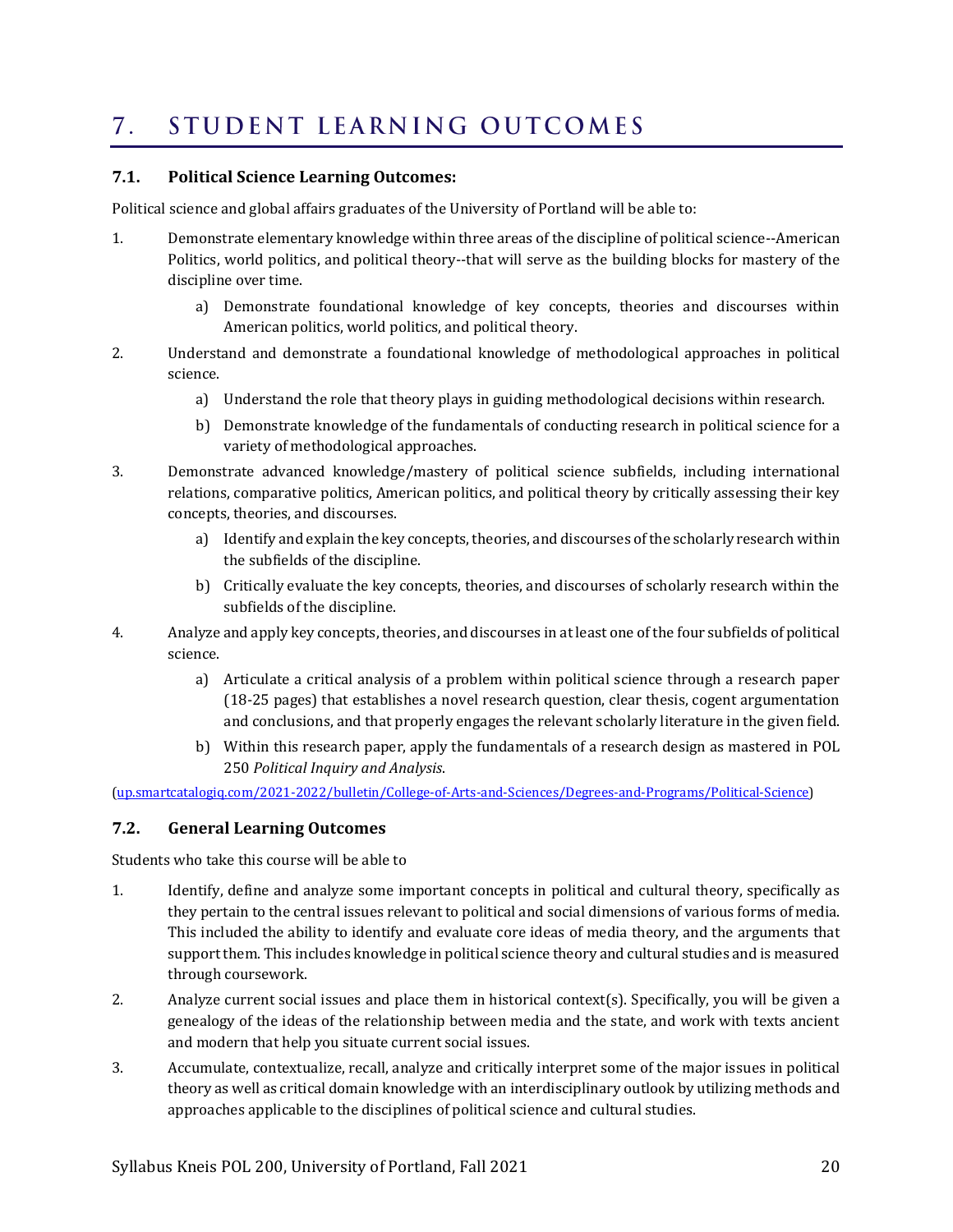# 7. STUDENT LEARNING OUTCOMES

### 7.1. Political Science Learning Outcomes:

Political science and global affairs graduates of the University of Portland will be able to:

1. Demonstrate elementary knowledge within three areas of the discipline of political science--American Politics, world politics, and political theory--that will serve as the building blocks for mastery of the discipline over time.
   a) Demonstrate foundational knowledge of key concepts, theories and discourses within American politics, world politics, and political theory.
2. Understand and demonstrate a foundational knowledge of methodological approaches in political science.
   a) Understand the role that theory plays in guiding methodological decisions within research.
   b) Demonstrate knowledge of the fundamentals of conducting research in political science for a variety of methodological approaches.
3. Demonstrate advanced knowledge/mastery of political science subfields, including international relations, comparative politics, American politics, and political theory by critically assessing their key concepts, theories, and discourses.
   a) Identify and explain the key concepts, theories, and discourses of the scholarly research within the subfields of the discipline.
   b) Critically evaluate the key concepts, theories, and discourses of scholarly research within the subfields of the discipline.
4. Analyze and apply key concepts, theories, and discourses in at least one of the four subfields of political science.
   a) Articulate a critical analysis of a problem within political science through a research paper (18-25 pages) that establishes a novel research question, clear thesis, cogent argumentation and conclusions, and that properly engages the relevant scholarly literature in the given field.
   b) Within this research paper, apply the fundamentals of a research design as mastered in POL 250 *Political Inquiry and Analysis*.

(up.smartcatalogiq.com/2021-2022/bulletin/College-of-Arts-and-Sciences/Degrees-and-Programs/Political-Science)

### 7.2. General Learning Outcomes

Students who take this course will be able to

1. Identify, define and analyze some important concepts in political and cultural theory, specifically as they pertain to the central issues relevant to political and social dimensions of various forms of media. This included the ability to identify and evaluate core ideas of media theory, and the arguments that support them. This includes knowledge in political science theory and cultural studies and is measured through coursework.
2. Analyze current social issues and place them in historical context(s). Specifically, you will be given a genealogy of the ideas of the relationship between media and the state, and work with texts ancient and modern that help you situate current social issues.
3. Accumulate, contextualize, recall, analyze and critically interpret some of the major issues in political theory as well as critical domain knowledge with an interdisciplinary outlook by utilizing methods and approaches applicable to the disciplines of political science and cultural studies.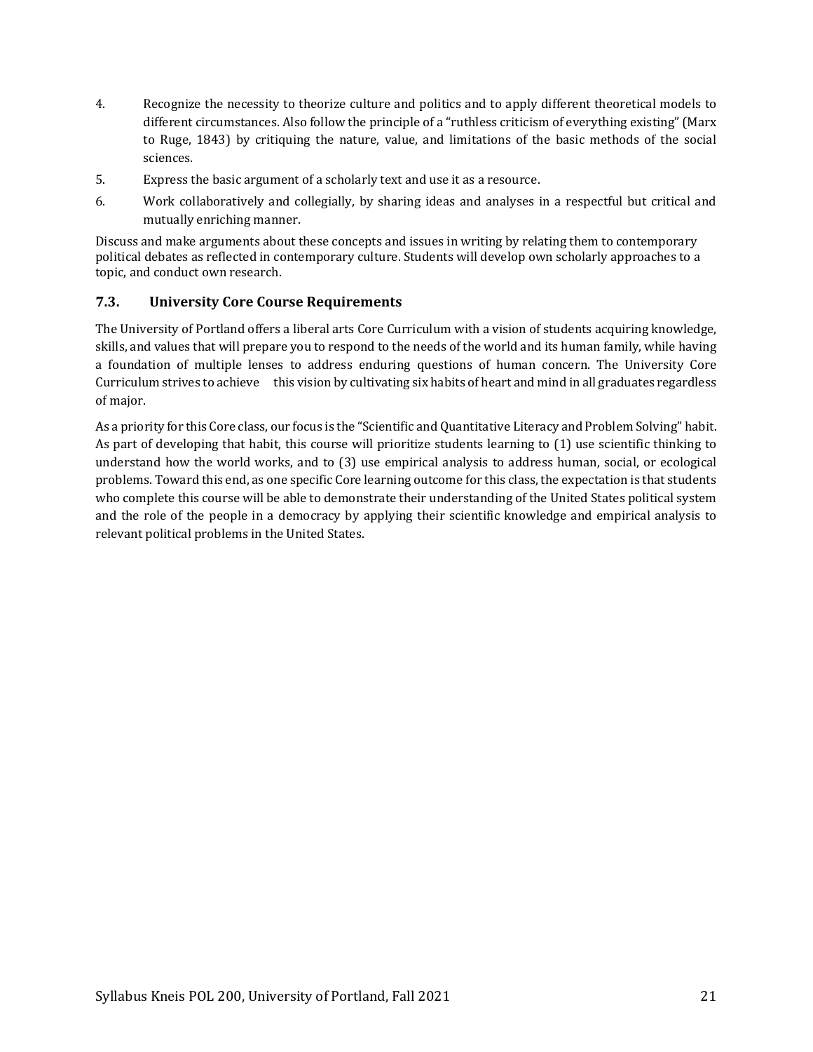4. Recognize the necessity to theorize culture and politics and to apply different theoretical models to different circumstances. Also follow the principle of a "ruthless criticism of everything existing" (Marx to Ruge, 1843) by critiquing the nature, value, and limitations of the basic methods of the social sciences.
5. Express the basic argument of a scholarly text and use it as a resource.
6. Work collaboratively and collegially, by sharing ideas and analyses in a respectful but critical and mutually enriching manner.

Discuss and make arguments about these concepts and issues in writing by relating them to contemporary political debates as reflected in contemporary culture. Students will develop own scholarly approaches to a topic, and conduct own research.

### 7.3. University Core Course Requirements

The University of Portland offers a liberal arts Core Curriculum with a vision of students acquiring knowledge, skills, and values that will prepare you to respond to the needs of the world and its human family, while having a foundation of multiple lenses to address enduring questions of human concern. The University Core Curriculum strives to achieve this vision by cultivating six habits of heart and mind in all graduates regardless of major.

As a priority for this Core class, our focus is the "Scientific and Quantitative Literacy and Problem Solving" habit. As part of developing that habit, this course will prioritize students learning to (1) use scientific thinking to understand how the world works, and to (3) use empirical analysis to address human, social, or ecological problems. Toward this end, as one specific Core learning outcome for this class, the expectation is that students who complete this course will be able to demonstrate their understanding of the United States political system and the role of the people in a democracy by applying their scientific knowledge and empirical analysis to relevant political problems in the United States.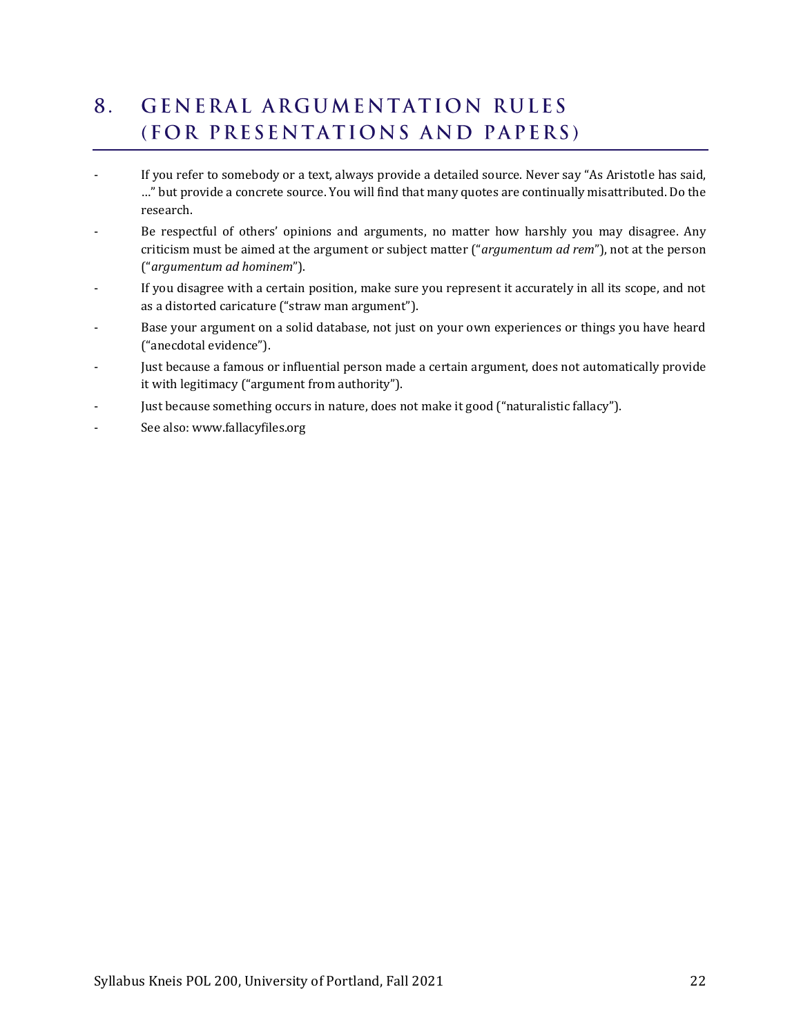## 8. GENERAL ARGUMENTATION RULES (FOR PRESENTATIONS AND PAPERS)

- If you refer to somebody or a text, always provide a detailed source. Never say "As Aristotle has said, …" but provide a concrete source. You will find that many quotes are continually misattributed. Do the research.
- Be respectful of others' opinions and arguments, no matter how harshly you may disagree. Any criticism must be aimed at the argument or subject matter ("*argumentum ad rem*"), not at the person ("*argumentum ad hominem*").
- If you disagree with a certain position, make sure you represent it accurately in all its scope, and not as a distorted caricature ("straw man argument").
- Base your argument on a solid database, not just on your own experiences or things you have heard ("anecdotal evidence").
- Just because a famous or influential person made a certain argument, does not automatically provide it with legitimacy ("argument from authority").
- Just because something occurs in nature, does not make it good ("naturalistic fallacy").
- See also: www.fallacyfiles.org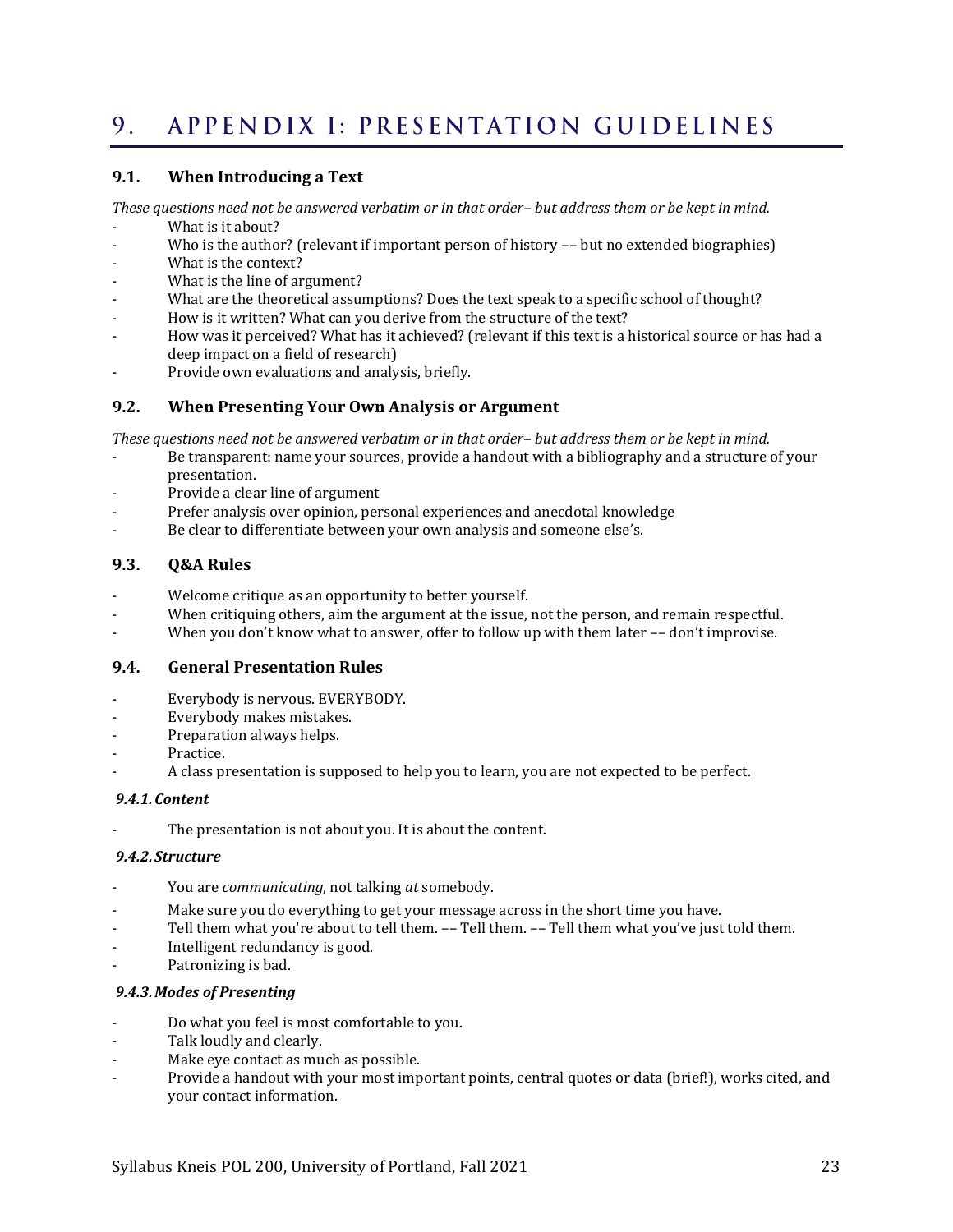# 9. APPENDIX I: PRESENTATION GUIDELINES

## 9.1. When Introducing a Text

*These questions need not be answered verbatim or in that order– but address them or be kept in mind.*

- What is it about?
- Who is the author? (relevant if important person of history –– but no extended biographies)
- What is the context?
- What is the line of argument?
- What are the theoretical assumptions? Does the text speak to a specific school of thought?
- How is it written? What can you derive from the structure of the text?
- How was it perceived? What has it achieved? (relevant if this text is a historical source or has had a deep impact on a field of research)
- Provide own evaluations and analysis, briefly.

## 9.2. When Presenting Your Own Analysis or Argument

*These questions need not be answered verbatim or in that order– but address them or be kept in mind.*

- Be transparent: name your sources, provide a handout with a bibliography and a structure of your presentation.
- Provide a clear line of argument
- Prefer analysis over opinion, personal experiences and anecdotal knowledge
- Be clear to differentiate between your own analysis and someone else's.

## 9.3. Q&A Rules

- Welcome critique as an opportunity to better yourself.
- When critiquing others, aim the argument at the issue, not the person, and remain respectful.
- When you don't know what to answer, offer to follow up with them later –– don't improvise.

## 9.4. General Presentation Rules

- Everybody is nervous. EVERYBODY.
- Everybody makes mistakes.
- Preparation always helps.
- Practice.
- A class presentation is supposed to help you to learn, you are not expected to be perfect.

### *9.4.1. Content*

- The presentation is not about you. It is about the content.

### *9.4.2. Structure*

- You are *communicating*, not talking *at* somebody.
- Make sure you do everything to get your message across in the short time you have.
- Tell them what you're about to tell them. –– Tell them. –– Tell them what you've just told them.
- Intelligent redundancy is good.
- Patronizing is bad.

### *9.4.3. Modes of Presenting*

- Do what you feel is most comfortable to you.
- Talk loudly and clearly.
- Make eye contact as much as possible.
- Provide a handout with your most important points, central quotes or data (brief!), works cited, and your contact information.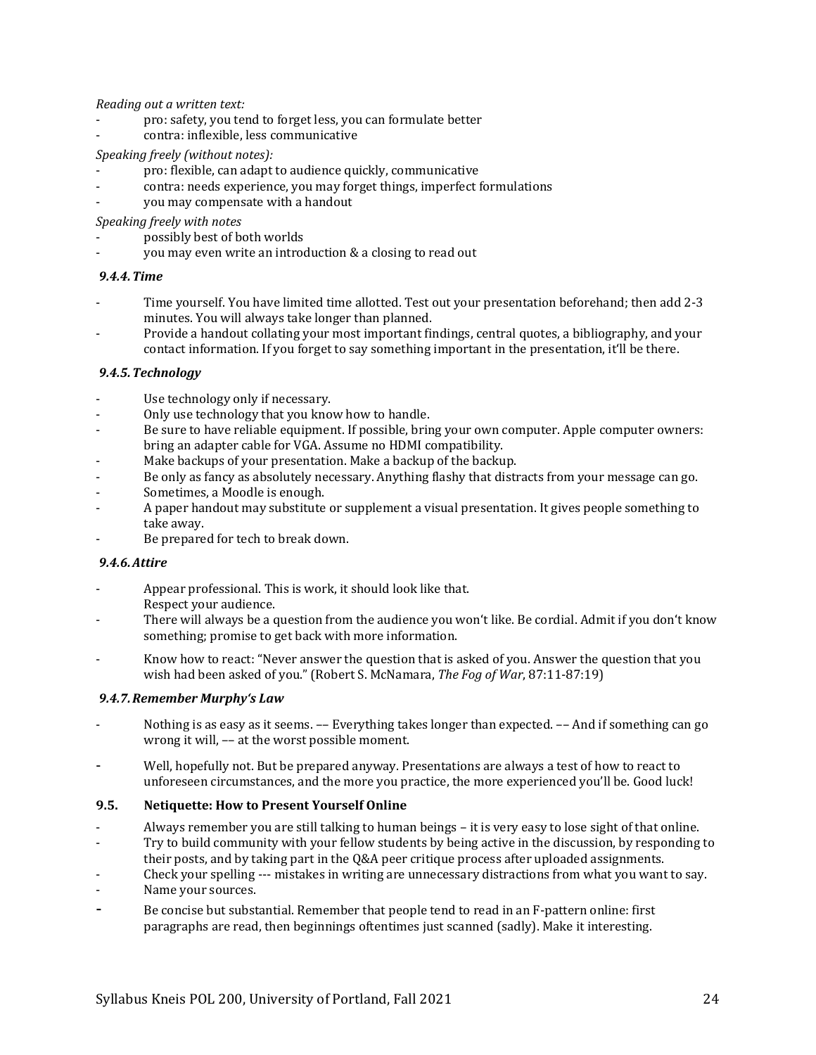*Reading out a written text:*

- pro: safety, you tend to forget less, you can formulate better
- contra: inflexible, less communicative

*Speaking freely (without notes):*

- pro: flexible, can adapt to audience quickly, communicative
- contra: needs experience, you may forget things, imperfect formulations
- you may compensate with a handout

*Speaking freely with notes*

- possibly best of both worlds
- you may even write an introduction & a closing to read out

### *9.4.4. Time*

- Time yourself. You have limited time allotted. Test out your presentation beforehand; then add 2-3 minutes. You will always take longer than planned.
- Provide a handout collating your most important findings, central quotes, a bibliography, and your contact information. If you forget to say something important in the presentation, it'll be there.

### *9.4.5. Technology*

- Use technology only if necessary.
- Only use technology that you know how to handle.
- Be sure to have reliable equipment. If possible, bring your own computer. Apple computer owners: bring an adapter cable for VGA. Assume no HDMI compatibility.
- Make backups of your presentation. Make a backup of the backup.
- Be only as fancy as absolutely necessary. Anything flashy that distracts from your message can go.
- Sometimes, a Moodle is enough.
- A paper handout may substitute or supplement a visual presentation. It gives people something to take away.
- Be prepared for tech to break down.

### *9.4.6. Attire*

- Appear professional. This is work, it should look like that.
  Respect your audience.
- There will always be a question from the audience you won't like. Be cordial. Admit if you don't know something; promise to get back with more information.
- Know how to react: "Never answer the question that is asked of you. Answer the question that you wish had been asked of you." (Robert S. McNamara, *The Fog of War*, 87:11-87:19)

### *9.4.7. Remember Murphy's Law*

- Nothing is as easy as it seems. –– Everything takes longer than expected. –– And if something can go wrong it will, –– at the worst possible moment.
- Well, hopefully not. But be prepared anyway. Presentations are always a test of how to react to unforeseen circumstances, and the more you practice, the more experienced you'll be. Good luck!

## 9.5. Netiquette: How to Present Yourself Online

- Always remember you are still talking to human beings – it is very easy to lose sight of that online.
- Try to build community with your fellow students by being active in the discussion, by responding to their posts, and by taking part in the Q&A peer critique process after uploaded assignments.
- Check your spelling --- mistakes in writing are unnecessary distractions from what you want to say.
- Name your sources.
- Be concise but substantial. Remember that people tend to read in an F-pattern online: first paragraphs are read, then beginnings oftentimes just scanned (sadly). Make it interesting.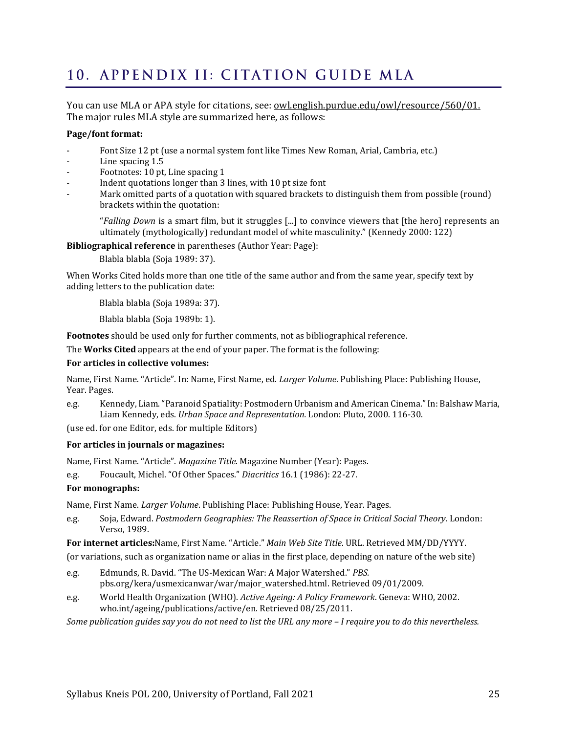# 10. APPENDIX II: CITATION GUIDE MLA

You can use MLA or APA style for citations, see: owl.english.purdue.edu/owl/resource/560/01. The major rules MLA style are summarized here, as follows:

**Page/font format:**

- Font Size 12 pt (use a normal system font like Times New Roman, Arial, Cambria, etc.)
- Line spacing 1.5
- Footnotes: 10 pt, Line spacing 1
- Indent quotations longer than 3 lines, with 10 pt size font
- Mark omitted parts of a quotation with squared brackets to distinguish them from possible (round) brackets within the quotation:

> "*Falling Down* is a smart film, but it struggles [...] to convince viewers that [the hero] represents an ultimately (mythologically) redundant model of white masculinity." (Kennedy 2000: 122)

**Bibliographical reference** in parentheses (Author Year: Page):

> Blabla blabla (Soja 1989: 37).

When Works Cited holds more than one title of the same author and from the same year, specify text by adding letters to the publication date:

> Blabla blabla (Soja 1989a: 37).
>
> Blabla blabla (Soja 1989b: 1).

**Footnotes** should be used only for further comments, not as bibliographical reference.

The **Works Cited** appears at the end of your paper. The format is the following:

**For articles in collective volumes:**

Name, First Name. "Article". In: Name, First Name, ed. *Larger Volume*. Publishing Place: Publishing House, Year. Pages.

e.g. Kennedy, Liam. "Paranoid Spatiality: Postmodern Urbanism and American Cinema." In: Balshaw Maria, Liam Kennedy, eds. *Urban Space and Representation.* London: Pluto, 2000. 116-30.

(use ed. for one Editor, eds. for multiple Editors)

**For articles in journals or magazines:**

Name, First Name. "Article". *Magazine Title*. Magazine Number (Year): Pages.

e.g. Foucault, Michel. "Of Other Spaces." *Diacritics* 16.1 (1986): 22-27.

**For monographs:**

Name, First Name. *Larger Volume*. Publishing Place: Publishing House, Year. Pages.

e.g. Soja, Edward. *Postmodern Geographies: The Reassertion of Space in Critical Social Theory*. London: Verso, 1989.

**For internet articles:**Name, First Name. "Article." *Main Web Site Title*. URL. Retrieved MM/DD/YYYY.

(or variations, such as organization name or alias in the first place, depending on nature of the web site)

e.g. Edmunds, R. David. "The US-Mexican War: A Major Watershed." *PBS*. pbs.org/kera/usmexicanwar/war/major_watershed.html. Retrieved 09/01/2009.

e.g. World Health Organization (WHO). *Active Ageing: A Policy Framework*. Geneva: WHO, 2002. who.int/ageing/publications/active/en. Retrieved 08/25/2011.

*Some publication guides say you do not need to list the URL any more – I require you to do this nevertheless.*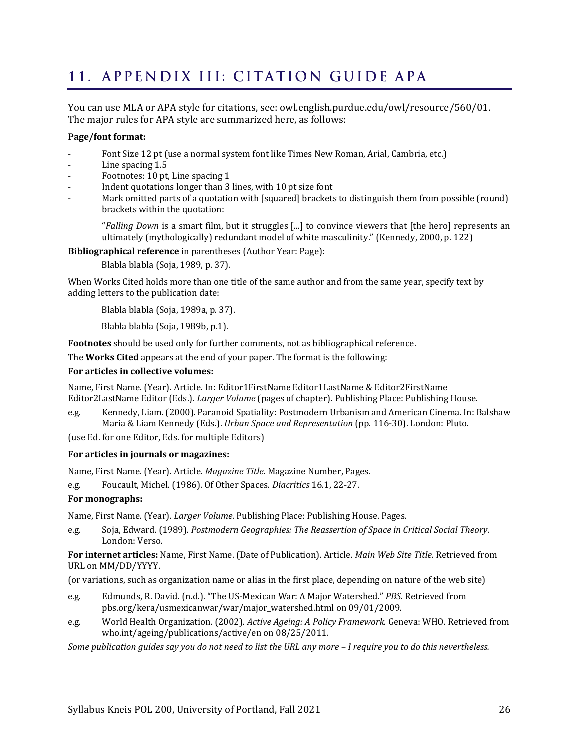# 11. APPENDIX III: CITATION GUIDE APA

You can use MLA or APA style for citations, see: owl.english.purdue.edu/owl/resource/560/01. The major rules for APA style are summarized here, as follows:

**Page/font format:**

- Font Size 12 pt (use a normal system font like Times New Roman, Arial, Cambria, etc.)
- Line spacing 1.5
- Footnotes: 10 pt, Line spacing 1
- Indent quotations longer than 3 lines, with 10 pt size font
- Mark omitted parts of a quotation with [squared] brackets to distinguish them from possible (round) brackets within the quotation:

> "*Falling Down* is a smart film, but it struggles [...] to convince viewers that [the hero] represents an ultimately (mythologically) redundant model of white masculinity." (Kennedy, 2000, p. 122)

**Bibliographical reference** in parentheses (Author Year: Page):

> Blabla blabla (Soja, 1989, p. 37).

When Works Cited holds more than one title of the same author and from the same year, specify text by adding letters to the publication date:

> Blabla blabla (Soja, 1989a, p. 37).
>
> Blabla blabla (Soja, 1989b, p.1).

**Footnotes** should be used only for further comments, not as bibliographical reference.

The **Works Cited** appears at the end of your paper. The format is the following:

**For articles in collective volumes:**

Name, First Name. (Year). Article. In: Editor1FirstName Editor1LastName & Editor2FirstName Editor2LastName Editor (Eds.). *Larger Volume* (pages of chapter). Publishing Place: Publishing House.

e.g. Kennedy, Liam. (2000). Paranoid Spatiality: Postmodern Urbanism and American Cinema. In: Balshaw Maria & Liam Kennedy (Eds.). *Urban Space and Representation* (pp. 116-30). London: Pluto.

(use Ed. for one Editor, Eds. for multiple Editors)

**For articles in journals or magazines:**

Name, First Name. (Year). Article. *Magazine Title*. Magazine Number, Pages.

e.g. Foucault, Michel. (1986). Of Other Spaces. *Diacritics* 16.1, 22-27.

**For monographs:**

Name, First Name. (Year). *Larger Volume*. Publishing Place: Publishing House. Pages.

e.g. Soja, Edward. (1989). *Postmodern Geographies: The Reassertion of Space in Critical Social Theory*. London: Verso.

**For internet articles:** Name, First Name. (Date of Publication). Article. *Main Web Site Title*. Retrieved from URL on MM/DD/YYYY.

(or variations, such as organization name or alias in the first place, depending on nature of the web site)

e.g. Edmunds, R. David. (n.d.). "The US-Mexican War: A Major Watershed." *PBS.* Retrieved from pbs.org/kera/usmexicanwar/war/major_watershed.html on 09/01/2009.

e.g. World Health Organization. (2002). *Active Ageing: A Policy Framework.* Geneva: WHO. Retrieved from who.int/ageing/publications/active/en on 08/25/2011.

*Some publication guides say you do not need to list the URL any more – I require you to do this nevertheless.*